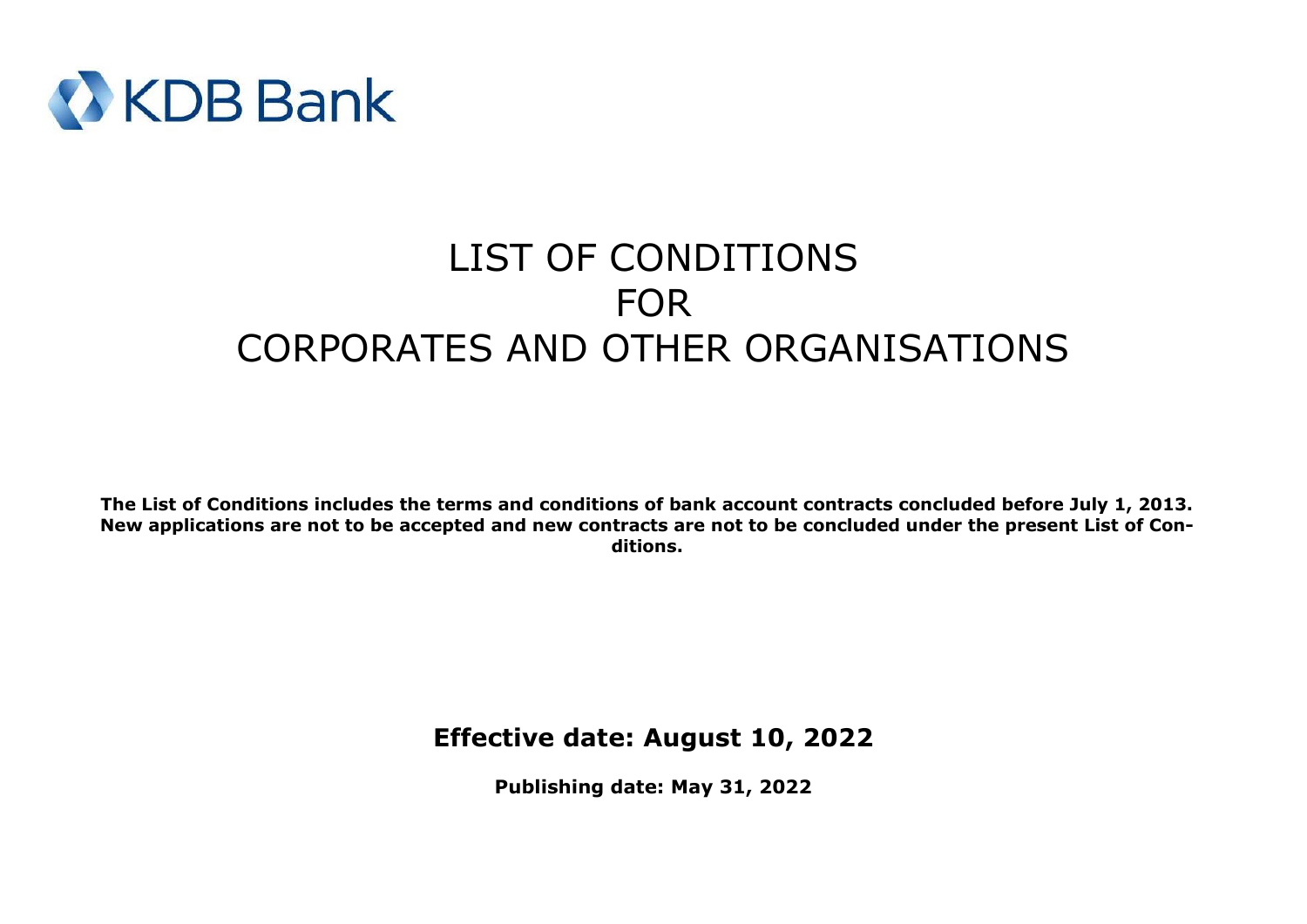KDB Bank

# LIST OF CONDITIONS FOR CORPORATES AND OTHER ORGANISATIONS

**The List of Conditions includes the terms and conditions of bank account contracts concluded before July 1, 2013. New applications are not to be accepted and new contracts are not to be concluded under the present List of Conditions.**

**Effective date: August 10, 2022**

**Publishing date: May 31, 2022**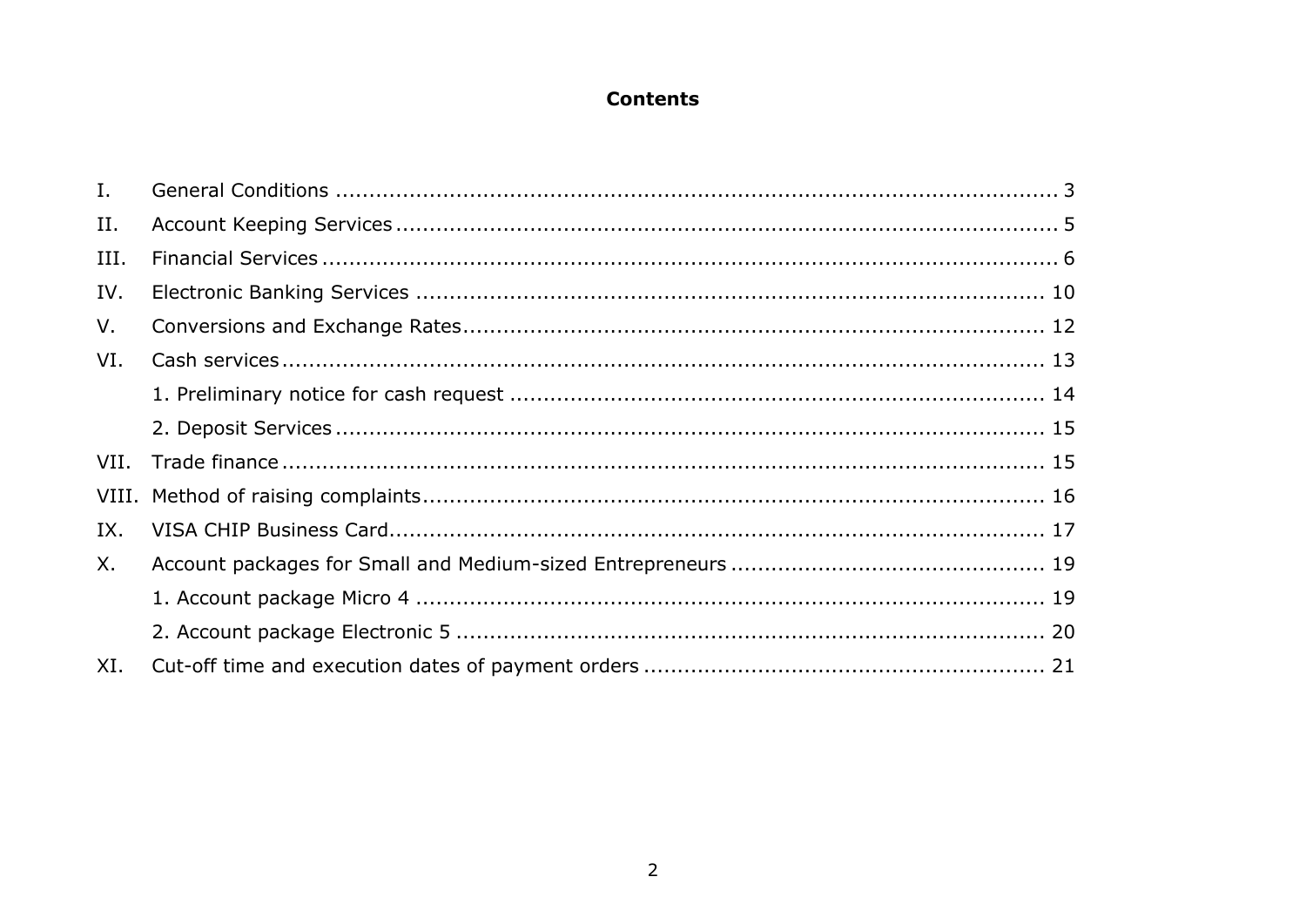# Contents

| | | |
|---|---|---|
| I. | General Conditions | 3 |
| II. | Account Keeping Services | 5 |
| III. | Financial Services | 6 |
| IV. | Electronic Banking Services | 10 |
| V. | Conversions and Exchange Rates | 12 |
| VI. | Cash services | 13 |
| | 1. Preliminary notice for cash request | 14 |
| | 2. Deposit Services | 15 |
| VII. | Trade finance | 15 |
| VIII. | Method of raising complaints | 16 |
| IX. | VISA CHIP Business Card | 17 |
| X. | Account packages for Small and Medium-sized Entrepreneurs | 19 |
| | 1. Account package Micro 4 | 19 |
| | 2. Account package Electronic 5 | 20 |
| XI. | Cut-off time and execution dates of payment orders | 21 |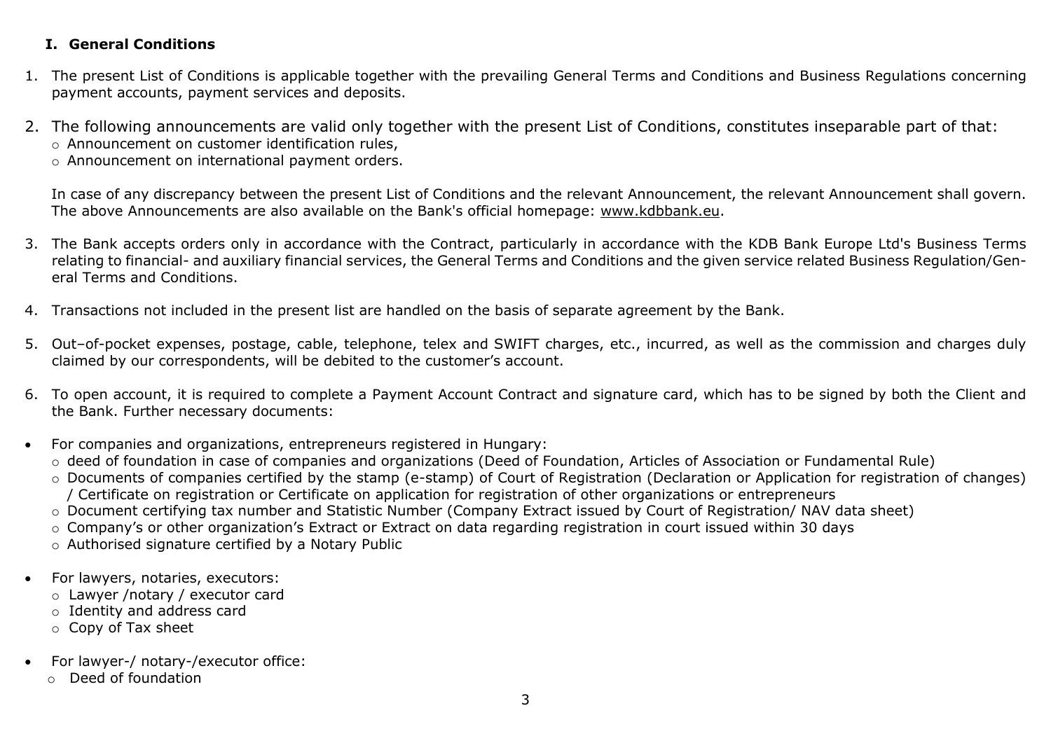## I. General Conditions

1. The present List of Conditions is applicable together with the prevailing General Terms and Conditions and Business Regulations concerning payment accounts, payment services and deposits.

2. The following announcements are valid only together with the present List of Conditions, constitutes inseparable part of that:
   - Announcement on customer identification rules,
   - Announcement on international payment orders.

   In case of any discrepancy between the present List of Conditions and the relevant Announcement, the relevant Announcement shall govern. The above Announcements are also available on the Bank's official homepage: www.kdbbank.eu.

3. The Bank accepts orders only in accordance with the Contract, particularly in accordance with the KDB Bank Europe Ltd's Business Terms relating to financial- and auxiliary financial services, the General Terms and Conditions and the given service related Business Regulation/General Terms and Conditions.

4. Transactions not included in the present list are handled on the basis of separate agreement by the Bank.

5. Out–of-pocket expenses, postage, cable, telephone, telex and SWIFT charges, etc., incurred, as well as the commission and charges duly claimed by our correspondents, will be debited to the customer's account.

6. To open account, it is required to complete a Payment Account Contract and signature card, which has to be signed by both the Client and the Bank. Further necessary documents:

- For companies and organizations, entrepreneurs registered in Hungary:
  - deed of foundation in case of companies and organizations (Deed of Foundation, Articles of Association or Fundamental Rule)
  - Documents of companies certified by the stamp (e-stamp) of Court of Registration (Declaration or Application for registration of changes) / Certificate on registration or Certificate on application for registration of other organizations or entrepreneurs
  - Document certifying tax number and Statistic Number (Company Extract issued by Court of Registration/ NAV data sheet)
  - Company's or other organization's Extract or Extract on data regarding registration in court issued within 30 days
  - Authorised signature certified by a Notary Public

- For lawyers, notaries, executors:
  - Lawyer /notary / executor card
  - Identity and address card
  - Copy of Tax sheet

- For lawyer-/ notary-/executor office:
  - Deed of foundation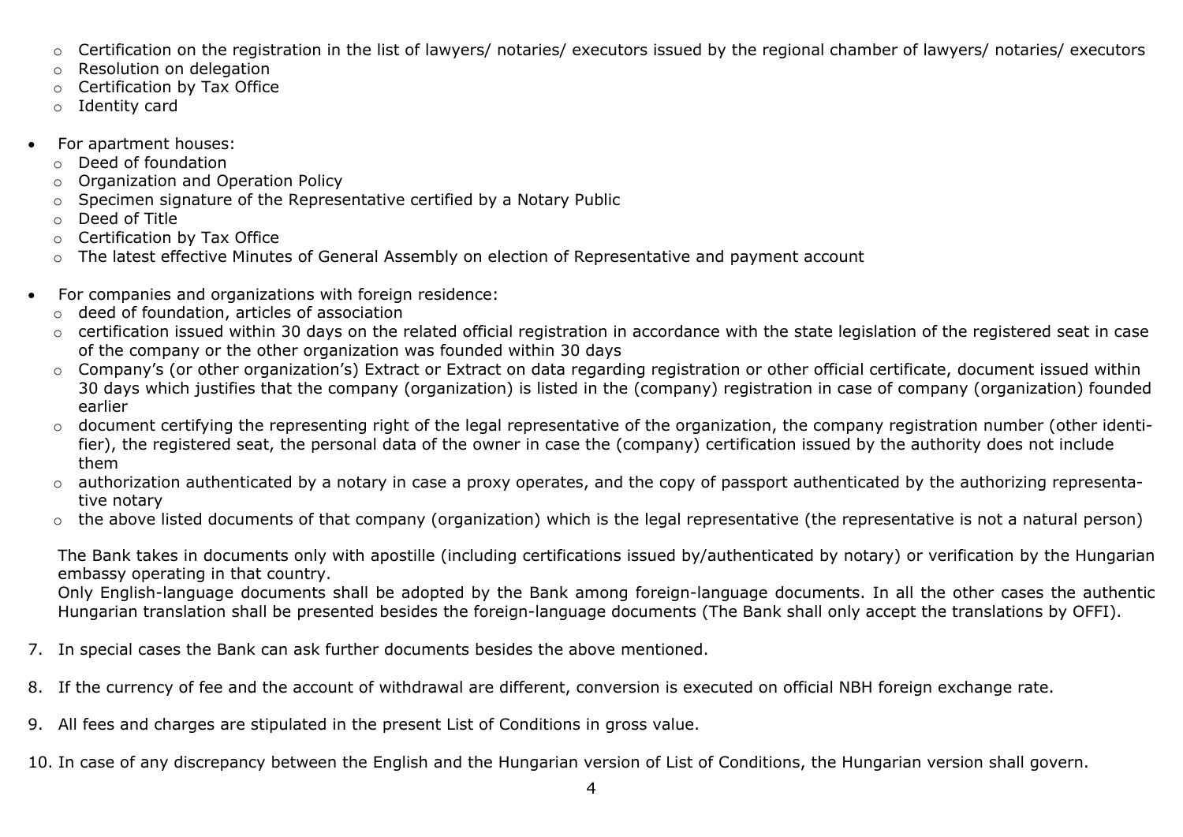- Certification on the registration in the list of lawyers/ notaries/ executors issued by the regional chamber of lawyers/ notaries/ executors
  - Resolution on delegation
  - Certification by Tax Office
  - Identity card

- For apartment houses:
  - Deed of foundation
  - Organization and Operation Policy
  - Specimen signature of the Representative certified by a Notary Public
  - Deed of Title
  - Certification by Tax Office
  - The latest effective Minutes of General Assembly on election of Representative and payment account

- For companies and organizations with foreign residence:
  - deed of foundation, articles of association
  - certification issued within 30 days on the related official registration in accordance with the state legislation of the registered seat in case of the company or the other organization was founded within 30 days
  - Company's (or other organization's) Extract or Extract on data regarding registration or other official certificate, document issued within 30 days which justifies that the company (organization) is listed in the (company) registration in case of company (organization) founded earlier
  - document certifying the representing right of the legal representative of the organization, the company registration number (other identifier), the registered seat, the personal data of the owner in case the (company) certification issued by the authority does not include them
  - authorization authenticated by a notary in case a proxy operates, and the copy of passport authenticated by the authorizing representative notary
  - the above listed documents of that company (organization) which is the legal representative (the representative is not a natural person)

  The Bank takes in documents only with apostille (including certifications issued by/authenticated by notary) or verification by the Hungarian embassy operating in that country.
  Only English-language documents shall be adopted by the Bank among foreign-language documents. In all the other cases the authentic Hungarian translation shall be presented besides the foreign-language documents (The Bank shall only accept the translations by OFFI).

7. In special cases the Bank can ask further documents besides the above mentioned.

8. If the currency of fee and the account of withdrawal are different, conversion is executed on official NBH foreign exchange rate.

9. All fees and charges are stipulated in the present List of Conditions in gross value.

10. In case of any discrepancy between the English and the Hungarian version of List of Conditions, the Hungarian version shall govern.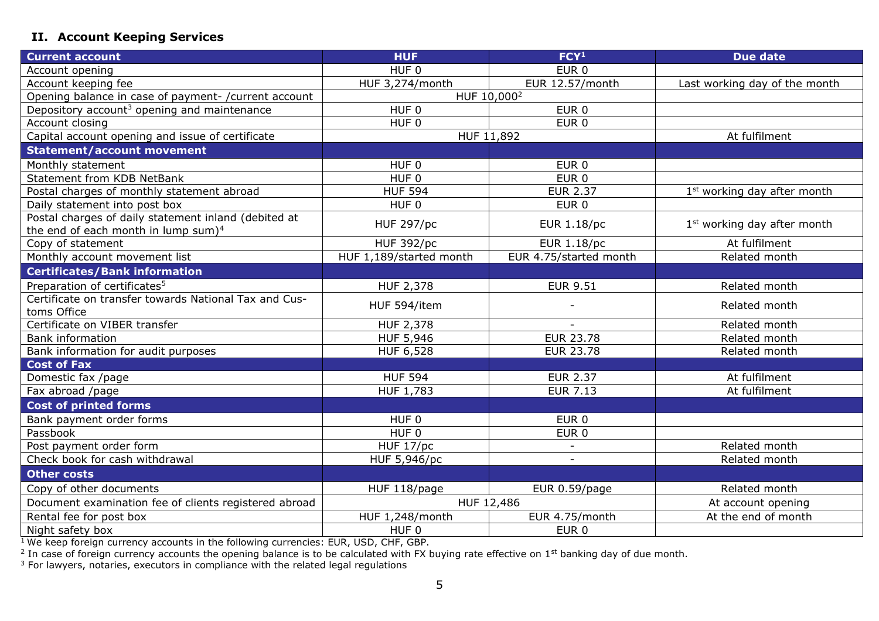## II. Account Keeping Services

| Current account | HUF | FCY[1] | Due date |
|---|---|---|---|
| Account opening | HUF 0 | EUR 0 | |
| Account keeping fee | HUF 3,274/month | EUR 12.57/month | Last working day of the month |
| Opening balance in case of payment- /current account | HUF 10,000[2] | | |
| Depository account[3] opening and maintenance | HUF 0 | EUR 0 | |
| Account closing | HUF 0 | EUR 0 | |
| Capital account opening and issue of certificate | HUF 11,892 | | At fulfilment |
| **Statement/account movement** | | | |
| Monthly statement | HUF 0 | EUR 0 | |
| Statement from KDB NetBank | HUF 0 | EUR 0 | |
| Postal charges of monthly statement abroad | HUF 594 | EUR 2.37 | 1st working day after month |
| Daily statement into post box | HUF 0 | EUR 0 | |
| Postal charges of daily statement inland (debited at the end of each month in lump sum)[4] | HUF 297/pc | EUR 1.18/pc | 1st working day after month |
| Copy of statement | HUF 392/pc | EUR 1.18/pc | At fulfilment |
| Monthly account movement list | HUF 1,189/started month | EUR 4.75/started month | Related month |
| **Certificates/Bank information** | | | |
| Preparation of certificates[5] | HUF 2,378 | EUR 9.51 | Related month |
| Certificate on transfer towards National Tax and Customs Office | HUF 594/item | - | Related month |
| Certificate on VIBER transfer | HUF 2,378 | - | Related month |
| Bank information | HUF 5,946 | EUR 23.78 | Related month |
| Bank information for audit purposes | HUF 6,528 | EUR 23.78 | Related month |
| **Cost of Fax** | | | |
| Domestic fax /page | HUF 594 | EUR 2.37 | At fulfilment |
| Fax abroad /page | HUF 1,783 | EUR 7.13 | At fulfilment |
| **Cost of printed forms** | | | |
| Bank payment order forms | HUF 0 | EUR 0 | |
| Passbook | HUF 0 | EUR 0 | |
| Post payment order form | HUF 17/pc | - | Related month |
| Check book for cash withdrawal | HUF 5,946/pc | - | Related month |
| **Other costs** | | | |
| Copy of other documents | HUF 118/page | EUR 0.59/page | Related month |
| Document examination fee of clients registered abroad | HUF 12,486 | | At account opening |
| Rental fee for post box | HUF 1,248/month | EUR 4.75/month | At the end of month |
| Night safety box | HUF 0 | EUR 0 | |

[1] We keep foreign currency accounts in the following currencies: EUR, USD, CHF, GBP.

[2] In case of foreign currency accounts the opening balance is to be calculated with FX buying rate effective on 1st banking day of due month.

[3] For lawyers, notaries, executors in compliance with the related legal regulations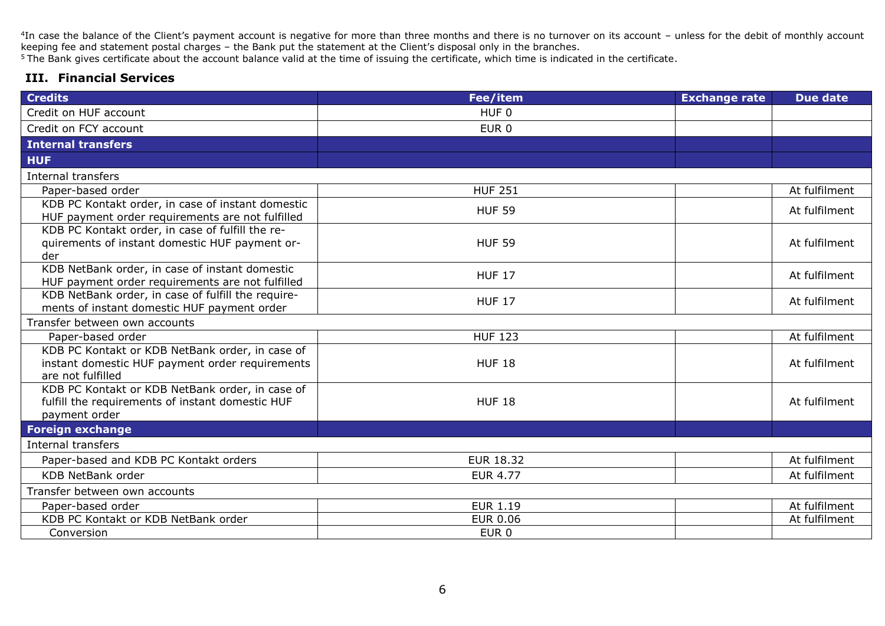[4]In case the balance of the Client's payment account is negative for more than three months and there is no turnover on its account – unless for the debit of monthly account keeping fee and statement postal charges – the Bank put the statement at the Client's disposal only in the branches.
[5] The Bank gives certificate about the account balance valid at the time of issuing the certificate, which time is indicated in the certificate.

## III. Financial Services

| Credits | Fee/item | Exchange rate | Due date |
|---|---|---|---|
| Credit on HUF account | HUF 0 | | |
| Credit on FCY account | EUR 0 | | |
| **Internal transfers** | | | |
| **HUF** | | | |
| Internal transfers | | | |
| Paper-based order | HUF 251 | | At fulfilment |
| KDB PC Kontakt order, in case of instant domestic HUF payment order requirements are not fulfilled | HUF 59 | | At fulfilment |
| KDB PC Kontakt order, in case of fulfill the requirements of instant domestic HUF payment order | HUF 59 | | At fulfilment |
| KDB NetBank order, in case of instant domestic HUF payment order requirements are not fulfilled | HUF 17 | | At fulfilment |
| KDB NetBank order, in case of fulfill the requirements of instant domestic HUF payment order | HUF 17 | | At fulfilment |
| Transfer between own accounts | | | |
| Paper-based order | HUF 123 | | At fulfilment |
| KDB PC Kontakt or KDB NetBank order, in case of instant domestic HUF payment order requirements are not fulfilled | HUF 18 | | At fulfilment |
| KDB PC Kontakt or KDB NetBank order, in case of fulfill the requirements of instant domestic HUF payment order | HUF 18 | | At fulfilment |
| **Foreign exchange** | | | |
| Internal transfers | | | |
| Paper-based and KDB PC Kontakt orders | EUR 18.32 | | At fulfilment |
| KDB NetBank order | EUR 4.77 | | At fulfilment |
| Transfer between own accounts | | | |
| Paper-based order | EUR 1.19 | | At fulfilment |
| KDB PC Kontakt or KDB NetBank order | EUR 0.06 | | At fulfilment |
| Conversion | EUR 0 | | |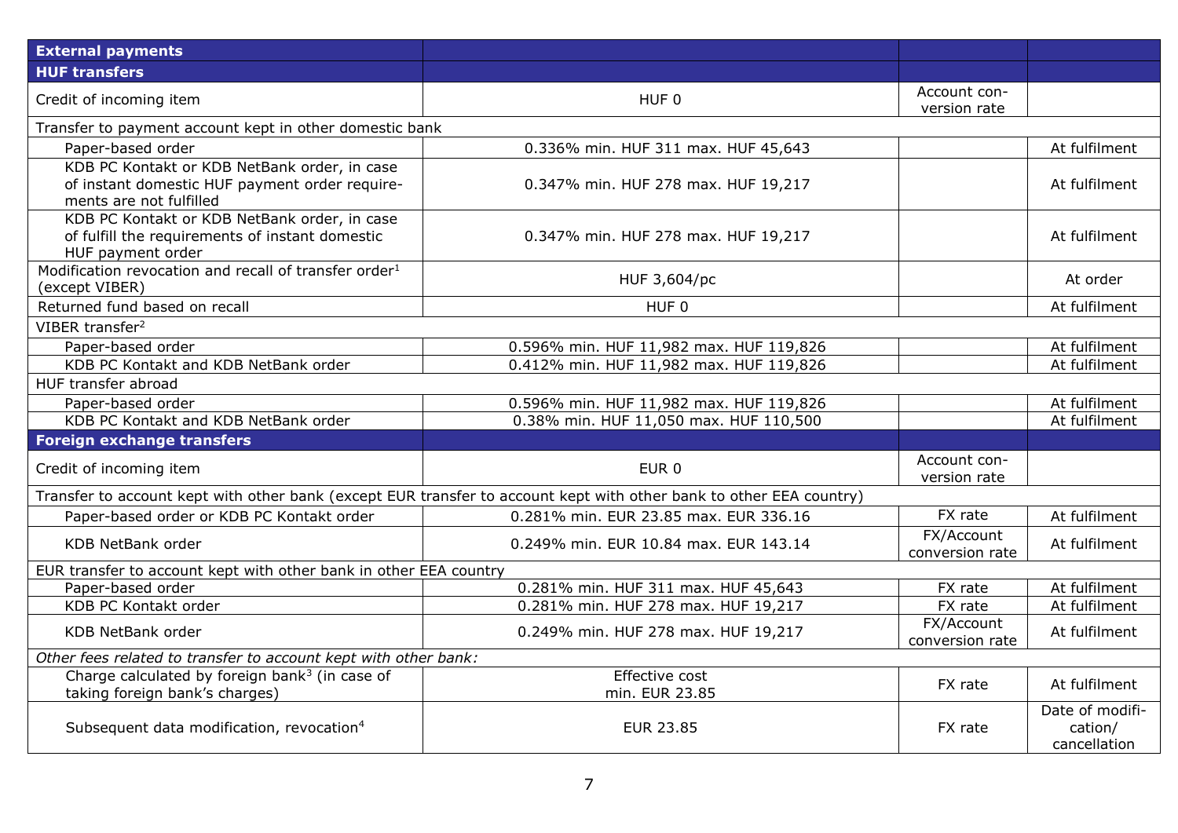| **External payments** | | | |
|---|---|---|---|
| **HUF transfers** | | | |
| Credit of incoming item | HUF 0 | Account conversion rate | |
| Transfer to payment account kept in other domestic bank | | | |
| Paper-based order | 0.336% min. HUF 311 max. HUF 45,643 | | At fulfilment |
| KDB PC Kontakt or KDB NetBank order, in case of instant domestic HUF payment order requirements are not fulfilled | 0.347% min. HUF 278 max. HUF 19,217 | | At fulfilment |
| KDB PC Kontakt or KDB NetBank order, in case of fulfill the requirements of instant domestic HUF payment order | 0.347% min. HUF 278 max. HUF 19,217 | | At fulfilment |
| Modification revocation and recall of transfer order[1] (except VIBER) | HUF 3,604/pc | | At order |
| Returned fund based on recall | HUF 0 | | At fulfilment |
| VIBER transfer[2] | | | |
| Paper-based order | 0.596% min. HUF 11,982 max. HUF 119,826 | | At fulfilment |
| KDB PC Kontakt and KDB NetBank order | 0.412% min. HUF 11,982 max. HUF 119,826 | | At fulfilment |
| HUF transfer abroad | | | |
| Paper-based order | 0.596% min. HUF 11,982 max. HUF 119,826 | | At fulfilment |
| KDB PC Kontakt and KDB NetBank order | 0.38% min. HUF 11,050 max. HUF 110,500 | | At fulfilment |
| **Foreign exchange transfers** | | | |
| Credit of incoming item | EUR 0 | Account conversion rate | |
| Transfer to account kept with other bank (except EUR transfer to account kept with other bank to other EEA country) | | | |
| Paper-based order or KDB PC Kontakt order | 0.281% min. EUR 23.85 max. EUR 336.16 | FX rate | At fulfilment |
| KDB NetBank order | 0.249% min. EUR 10.84 max. EUR 143.14 | FX/Account conversion rate | At fulfilment |
| EUR transfer to account kept with other bank in other EEA country | | | |
| Paper-based order | 0.281% min. HUF 311 max. HUF 45,643 | FX rate | At fulfilment |
| KDB PC Kontakt order | 0.281% min. HUF 278 max. HUF 19,217 | FX rate | At fulfilment |
| KDB NetBank order | 0.249% min. HUF 278 max. HUF 19,217 | FX/Account conversion rate | At fulfilment |
| *Other fees related to transfer to account kept with other bank:* | | | |
| Charge calculated by foreign bank[3] (in case of taking foreign bank's charges) | Effective cost min. EUR 23.85 | FX rate | At fulfilment |
| Subsequent data modification, revocation[4] | EUR 23.85 | FX rate | Date of modification/ cancellation |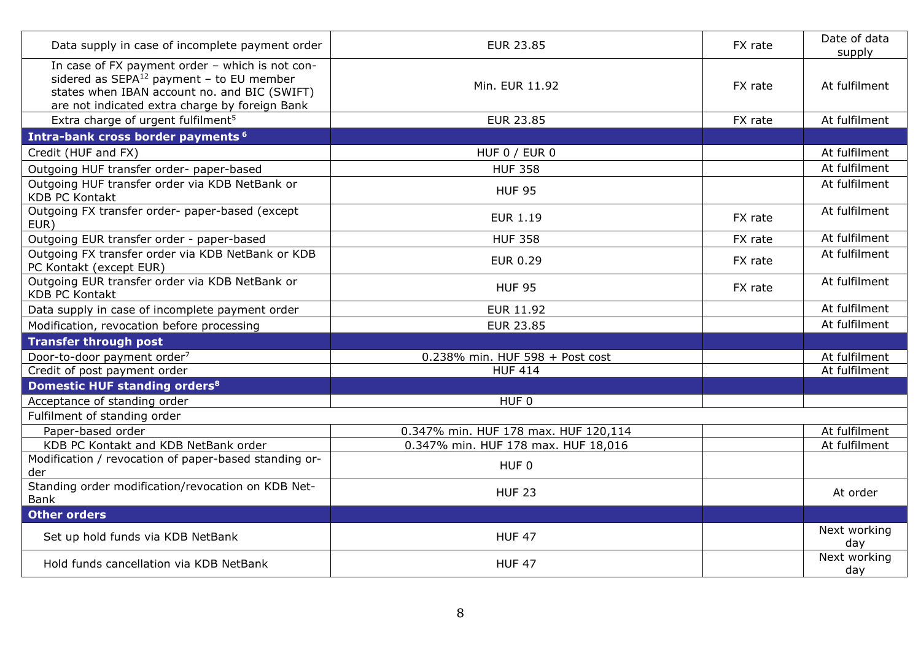| | | | |
|---|---|---|---|
| Data supply in case of incomplete payment order | EUR 23.85 | FX rate | Date of data supply |
| In case of FX payment order – which is not considered as SEPA[12] payment – to EU member states when IBAN account no. and BIC (SWIFT) are not indicated extra charge by foreign Bank | Min. EUR 11.92 | FX rate | At fulfilment |
| Extra charge of urgent fulfilment[5] | EUR 23.85 | FX rate | At fulfilment |
| **Intra-bank cross border payments [6]** | | | |
| Credit (HUF and FX) | HUF 0 / EUR 0 | | At fulfilment |
| Outgoing HUF transfer order- paper-based | HUF 358 | | At fulfilment |
| Outgoing HUF transfer order via KDB NetBank or KDB PC Kontakt | HUF 95 | | At fulfilment |
| Outgoing FX transfer order- paper-based (except EUR) | EUR 1.19 | FX rate | At fulfilment |
| Outgoing EUR transfer order - paper-based | HUF 358 | FX rate | At fulfilment |
| Outgoing FX transfer order via KDB NetBank or KDB PC Kontakt (except EUR) | EUR 0.29 | FX rate | At fulfilment |
| Outgoing EUR transfer order via KDB NetBank or KDB PC Kontakt | HUF 95 | FX rate | At fulfilment |
| Data supply in case of incomplete payment order | EUR 11.92 | | At fulfilment |
| Modification, revocation before processing | EUR 23.85 | | At fulfilment |
| **Transfer through post** | | | |
| Door-to-door payment order[7] | 0.238% min. HUF 598 + Post cost | | At fulfilment |
| Credit of post payment order | HUF 414 | | At fulfilment |
| **Domestic HUF standing orders[8]** | | | |
| Acceptance of standing order | HUF 0 | | |
| Fulfilment of standing order | | | |
| Paper-based order | 0.347% min. HUF 178 max. HUF 120,114 | | At fulfilment |
| KDB PC Kontakt and KDB NetBank order | 0.347% min. HUF 178 max. HUF 18,016 | | At fulfilment |
| Modification / revocation of paper-based standing order | HUF 0 | | |
| Standing order modification/revocation on KDB NetBank | HUF 23 | | At order |
| **Other orders** | | | |
| Set up hold funds via KDB NetBank | HUF 47 | | Next working day |
| Hold funds cancellation via KDB NetBank | HUF 47 | | Next working day |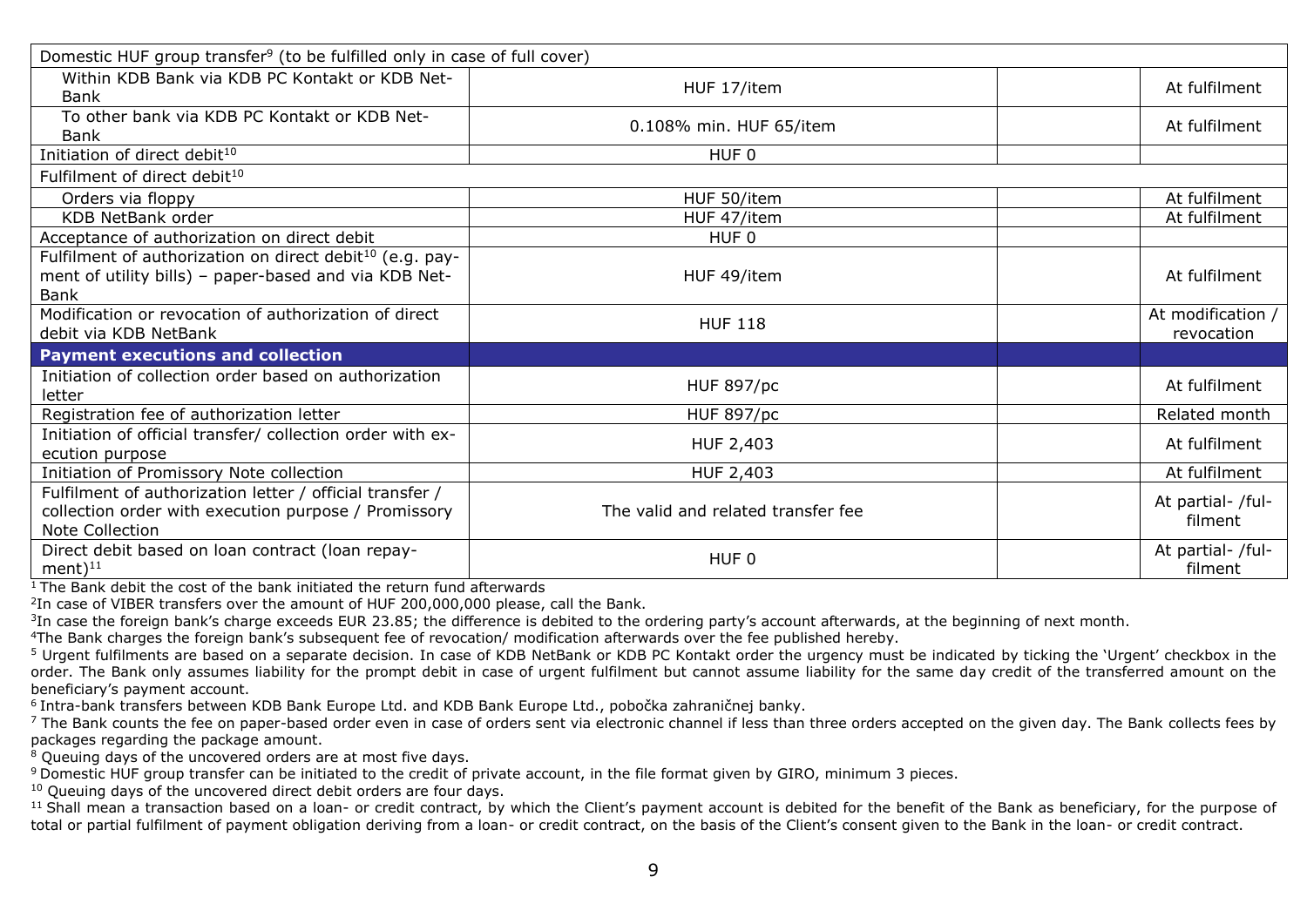| | | | |
|---|---|---|---|
| Domestic HUF group transfer[9] (to be fulfilled only in case of full cover) | | | |
| Within KDB Bank via KDB PC Kontakt or KDB Net-Bank | HUF 17/item | | At fulfilment |
| To other bank via KDB PC Kontakt or KDB Net-Bank | 0.108% min. HUF 65/item | | At fulfilment |
| Initiation of direct debit[10] | HUF 0 | | |
| Fulfilment of direct debit[10] | | | |
| Orders via floppy | HUF 50/item | | At fulfilment |
| KDB NetBank order | HUF 47/item | | At fulfilment |
| Acceptance of authorization on direct debit | HUF 0 | | |
| Fulfilment of authorization on direct debit[10] (e.g. payment of utility bills) – paper-based and via KDB Net-Bank | HUF 49/item | | At fulfilment |
| Modification or revocation of authorization of direct debit via KDB NetBank | HUF 118 | | At modification / revocation |
| **Payment executions and collection** | | | |
| Initiation of collection order based on authorization letter | HUF 897/pc | | At fulfilment |
| Registration fee of authorization letter | HUF 897/pc | | Related month |
| Initiation of official transfer/ collection order with execution purpose | HUF 2,403 | | At fulfilment |
| Initiation of Promissory Note collection | HUF 2,403 | | At fulfilment |
| Fulfilment of authorization letter / official transfer / collection order with execution purpose / Promissory Note Collection | The valid and related transfer fee | | At partial- /fulfilment |
| Direct debit based on loan contract (loan repayment)[11] | HUF 0 | | At partial- /fulfilment |

[1] The Bank debit the cost of the bank initiated the return fund afterwards

[2] In case of VIBER transfers over the amount of HUF 200,000,000 please, call the Bank.

[3] In case the foreign bank's charge exceeds EUR 23.85; the difference is debited to the ordering party's account afterwards, at the beginning of next month.

[4] The Bank charges the foreign bank's subsequent fee of revocation/ modification afterwards over the fee published hereby.

[5] Urgent fulfilments are based on a separate decision. In case of KDB NetBank or KDB PC Kontakt order the urgency must be indicated by ticking the 'Urgent' checkbox in the order. The Bank only assumes liability for the prompt debit in case of urgent fulfilment but cannot assume liability for the same day credit of the transferred amount on the beneficiary's payment account.

[6] Intra-bank transfers between KDB Bank Europe Ltd. and KDB Bank Europe Ltd., pobočka zahraničnej banky.

[7] The Bank counts the fee on paper-based order even in case of orders sent via electronic channel if less than three orders accepted on the given day. The Bank collects fees by packages regarding the package amount.

[8] Queuing days of the uncovered orders are at most five days.

[9] Domestic HUF group transfer can be initiated to the credit of private account, in the file format given by GIRO, minimum 3 pieces.

[10] Queuing days of the uncovered direct debit orders are four days.

[11] Shall mean a transaction based on a loan- or credit contract, by which the Client's payment account is debited for the benefit of the Bank as beneficiary, for the purpose of total or partial fulfilment of payment obligation deriving from a loan- or credit contract, on the basis of the Client's consent given to the Bank in the loan- or credit contract.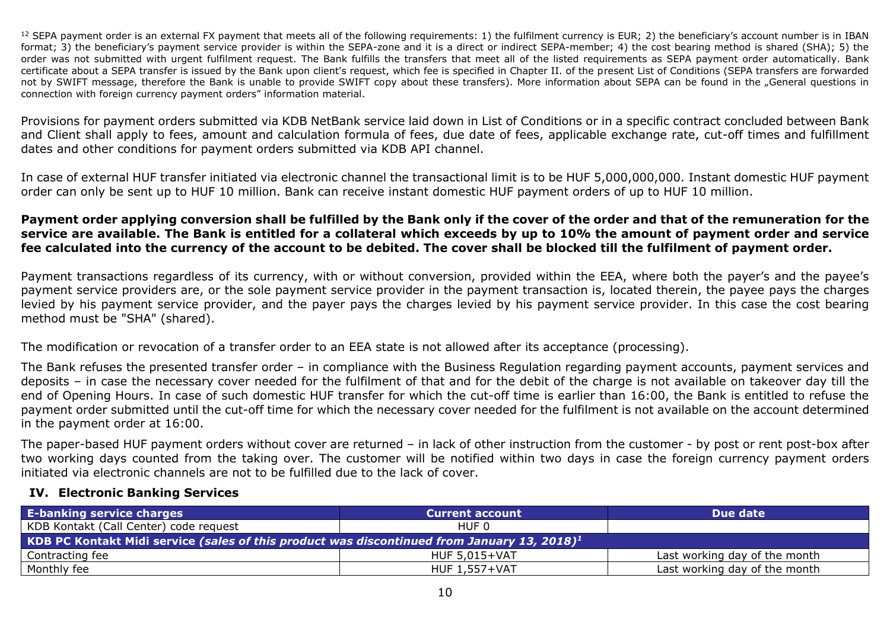[12] SEPA payment order is an external FX payment that meets all of the following requirements: 1) the fulfilment currency is EUR; 2) the beneficiary's account number is in IBAN format; 3) the beneficiary's payment service provider is within the SEPA-zone and it is a direct or indirect SEPA-member; 4) the cost bearing method is shared (SHA); 5) the order was not submitted with urgent fulfilment request. The Bank fulfills the transfers that meet all of the listed requirements as SEPA payment order automatically. Bank certificate about a SEPA transfer is issued by the Bank upon client's request, which fee is specified in Chapter II. of the present List of Conditions (SEPA transfers are forwarded not by SWIFT message, therefore the Bank is unable to provide SWIFT copy about these transfers). More information about SEPA can be found in the „General questions in connection with foreign currency payment orders" information material.

Provisions for payment orders submitted via KDB NetBank service laid down in List of Conditions or in a specific contract concluded between Bank and Client shall apply to fees, amount and calculation formula of fees, due date of fees, applicable exchange rate, cut-off times and fulfillment dates and other conditions for payment orders submitted via KDB API channel.

In case of external HUF transfer initiated via electronic channel the transactional limit is to be HUF 5,000,000,000. Instant domestic HUF payment order can only be sent up to HUF 10 million. Bank can receive instant domestic HUF payment orders of up to HUF 10 million.

**Payment order applying conversion shall be fulfilled by the Bank only if the cover of the order and that of the remuneration for the service are available. The Bank is entitled for a collateral which exceeds by up to 10% the amount of payment order and service fee calculated into the currency of the account to be debited. The cover shall be blocked till the fulfilment of payment order.**

Payment transactions regardless of its currency, with or without conversion, provided within the EEA, where both the payer's and the payee's payment service providers are, or the sole payment service provider in the payment transaction is, located therein, the payee pays the charges levied by his payment service provider, and the payer pays the charges levied by his payment service provider. In this case the cost bearing method must be "SHA" (shared).

The modification or revocation of a transfer order to an EEA state is not allowed after its acceptance (processing).

The Bank refuses the presented transfer order – in compliance with the Business Regulation regarding payment accounts, payment services and deposits – in case the necessary cover needed for the fulfilment of that and for the debit of the charge is not available on takeover day till the end of Opening Hours. In case of such domestic HUF transfer for which the cut-off time is earlier than 16:00, the Bank is entitled to refuse the payment order submitted until the cut-off time for which the necessary cover needed for the fulfilment is not available on the account determined in the payment order at 16:00.

The paper-based HUF payment orders without cover are returned – in lack of other instruction from the customer - by post or rent post-box after two working days counted from the taking over. The customer will be notified within two days in case the foreign currency payment orders initiated via electronic channels are not to be fulfilled due to the lack of cover.

## IV. Electronic Banking Services

| E-banking service charges | Current account | Due date |
|---|---|---|
| KDB Kontakt (Call Center) code request | HUF 0 | |
| **KDB PC Kontakt Midi service** *(sales of this product was discontinued from January 13, 2018)*[1] | | |
| Contracting fee | HUF 5,015+VAT | Last working day of the month |
| Monthly fee | HUF 1,557+VAT | Last working day of the month |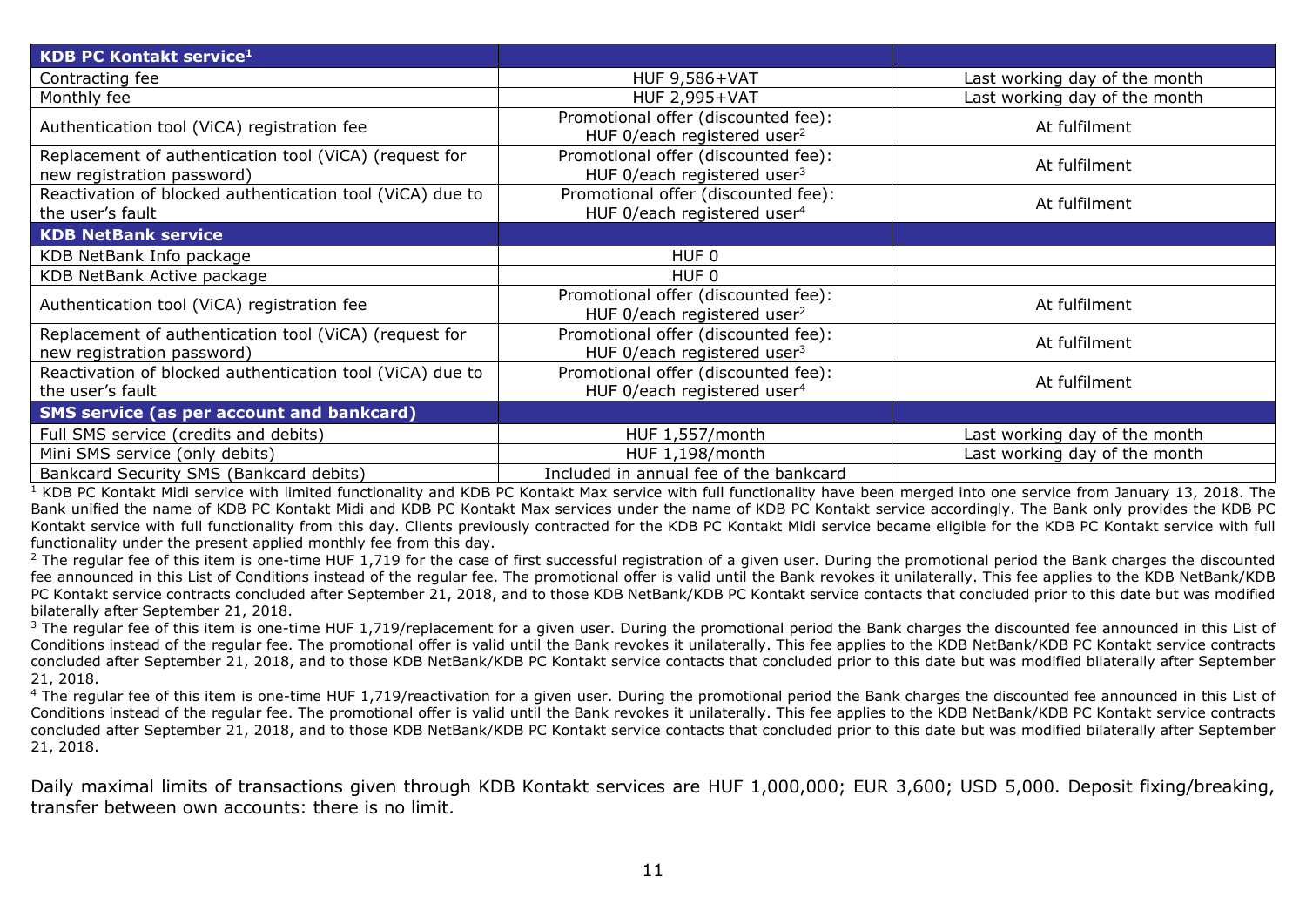| KDB PC Kontakt service[1] | | |
|---|---|---|
| Contracting fee | HUF 9,586+VAT | Last working day of the month |
| Monthly fee | HUF 2,995+VAT | Last working day of the month |
| Authentication tool (ViCA) registration fee | Promotional offer (discounted fee): HUF 0/each registered user[2] | At fulfilment |
| Replacement of authentication tool (ViCA) (request for new registration password) | Promotional offer (discounted fee): HUF 0/each registered user[3] | At fulfilment |
| Reactivation of blocked authentication tool (ViCA) due to the user's fault | Promotional offer (discounted fee): HUF 0/each registered user[4] | At fulfilment |
| **KDB NetBank service** | | |
| KDB NetBank Info package | HUF 0 | |
| KDB NetBank Active package | HUF 0 | |
| Authentication tool (ViCA) registration fee | Promotional offer (discounted fee): HUF 0/each registered user[2] | At fulfilment |
| Replacement of authentication tool (ViCA) (request for new registration password) | Promotional offer (discounted fee): HUF 0/each registered user[3] | At fulfilment |
| Reactivation of blocked authentication tool (ViCA) due to the user's fault | Promotional offer (discounted fee): HUF 0/each registered user[4] | At fulfilment |
| **SMS service (as per account and bankcard)** | | |
| Full SMS service (credits and debits) | HUF 1,557/month | Last working day of the month |
| Mini SMS service (only debits) | HUF 1,198/month | Last working day of the month |
| Bankcard Security SMS (Bankcard debits) | Included in annual fee of the bankcard | |

[1] KDB PC Kontakt Midi service with limited functionality and KDB PC Kontakt Max service with full functionality have been merged into one service from January 13, 2018. The Bank unified the name of KDB PC Kontakt Midi and KDB PC Kontakt Max services under the name of KDB PC Kontakt service accordingly. The Bank only provides the KDB PC Kontakt service with full functionality from this day. Clients previously contracted for the KDB PC Kontakt Midi service became eligible for the KDB PC Kontakt service with full functionality under the present applied monthly fee from this day.

[2] The regular fee of this item is one-time HUF 1,719 for the case of first successful registration of a given user. During the promotional period the Bank charges the discounted fee announced in this List of Conditions instead of the regular fee. The promotional offer is valid until the Bank revokes it unilaterally. This fee applies to the KDB NetBank/KDB PC Kontakt service contracts concluded after September 21, 2018, and to those KDB NetBank/KDB PC Kontakt service contacts that concluded prior to this date but was modified bilaterally after September 21, 2018.

[3] The regular fee of this item is one-time HUF 1,719/replacement for a given user. During the promotional period the Bank charges the discounted fee announced in this List of Conditions instead of the regular fee. The promotional offer is valid until the Bank revokes it unilaterally. This fee applies to the KDB NetBank/KDB PC Kontakt service contracts concluded after September 21, 2018, and to those KDB NetBank/KDB PC Kontakt service contacts that concluded prior to this date but was modified bilaterally after September 21, 2018.

[4] The regular fee of this item is one-time HUF 1,719/reactivation for a given user. During the promotional period the Bank charges the discounted fee announced in this List of Conditions instead of the regular fee. The promotional offer is valid until the Bank revokes it unilaterally. This fee applies to the KDB NetBank/KDB PC Kontakt service contracts concluded after September 21, 2018, and to those KDB NetBank/KDB PC Kontakt service contacts that concluded prior to this date but was modified bilaterally after September 21, 2018.

Daily maximal limits of transactions given through KDB Kontakt services are HUF 1,000,000; EUR 3,600; USD 5,000. Deposit fixing/breaking, transfer between own accounts: there is no limit.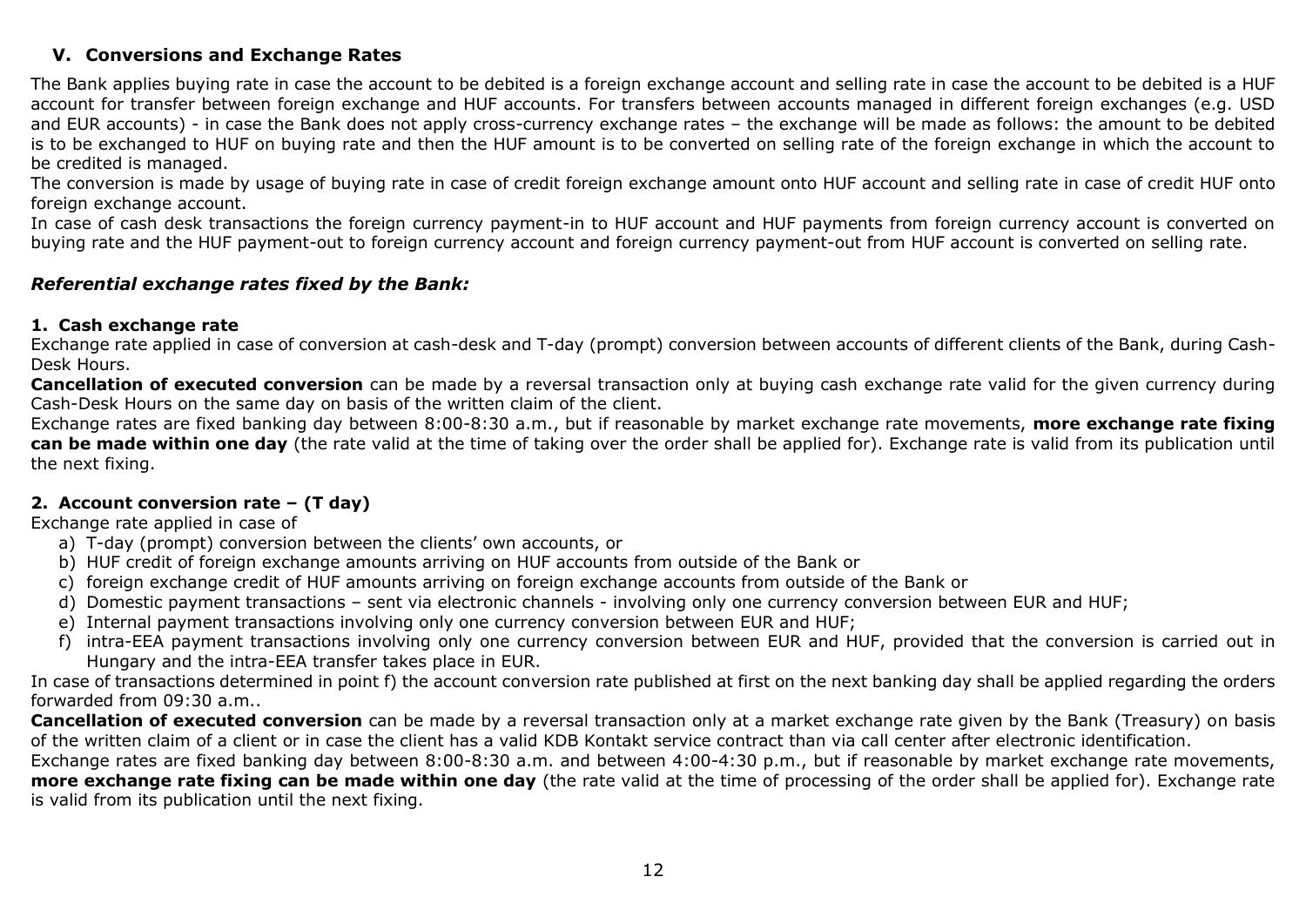## V. Conversions and Exchange Rates

The Bank applies buying rate in case the account to be debited is a foreign exchange account and selling rate in case the account to be debited is a HUF account for transfer between foreign exchange and HUF accounts. For transfers between accounts managed in different foreign exchanges (e.g. USD and EUR accounts) - in case the Bank does not apply cross-currency exchange rates – the exchange will be made as follows: the amount to be debited is to be exchanged to HUF on buying rate and then the HUF amount is to be converted on selling rate of the foreign exchange in which the account to be credited is managed.

The conversion is made by usage of buying rate in case of credit foreign exchange amount onto HUF account and selling rate in case of credit HUF onto foreign exchange account.

In case of cash desk transactions the foreign currency payment-in to HUF account and HUF payments from foreign currency account is converted on buying rate and the HUF payment-out to foreign currency account and foreign currency payment-out from HUF account is converted on selling rate.

### *Referential exchange rates fixed by the Bank:*

#### 1. Cash exchange rate

Exchange rate applied in case of conversion at cash-desk and T-day (prompt) conversion between accounts of different clients of the Bank, during Cash-Desk Hours.

**Cancellation of executed conversion** can be made by a reversal transaction only at buying cash exchange rate valid for the given currency during Cash-Desk Hours on the same day on basis of the written claim of the client.

Exchange rates are fixed banking day between 8:00-8:30 a.m., but if reasonable by market exchange rate movements, **more exchange rate fixing can be made within one day** (the rate valid at the time of taking over the order shall be applied for). Exchange rate is valid from its publication until the next fixing.

#### 2. Account conversion rate – (T day)

Exchange rate applied in case of

a) T-day (prompt) conversion between the clients' own accounts, or
b) HUF credit of foreign exchange amounts arriving on HUF accounts from outside of the Bank or
c) foreign exchange credit of HUF amounts arriving on foreign exchange accounts from outside of the Bank or
d) Domestic payment transactions – sent via electronic channels - involving only one currency conversion between EUR and HUF;
e) Internal payment transactions involving only one currency conversion between EUR and HUF;
f) intra-EEA payment transactions involving only one currency conversion between EUR and HUF, provided that the conversion is carried out in Hungary and the intra-EEA transfer takes place in EUR.

In case of transactions determined in point f) the account conversion rate published at first on the next banking day shall be applied regarding the orders forwarded from 09:30 a.m..

**Cancellation of executed conversion** can be made by a reversal transaction only at a market exchange rate given by the Bank (Treasury) on basis of the written claim of a client or in case the client has a valid KDB Kontakt service contract than via call center after electronic identification.

Exchange rates are fixed banking day between 8:00-8:30 a.m. and between 4:00-4:30 p.m., but if reasonable by market exchange rate movements, **more exchange rate fixing can be made within one day** (the rate valid at the time of processing of the order shall be applied for). Exchange rate is valid from its publication until the next fixing.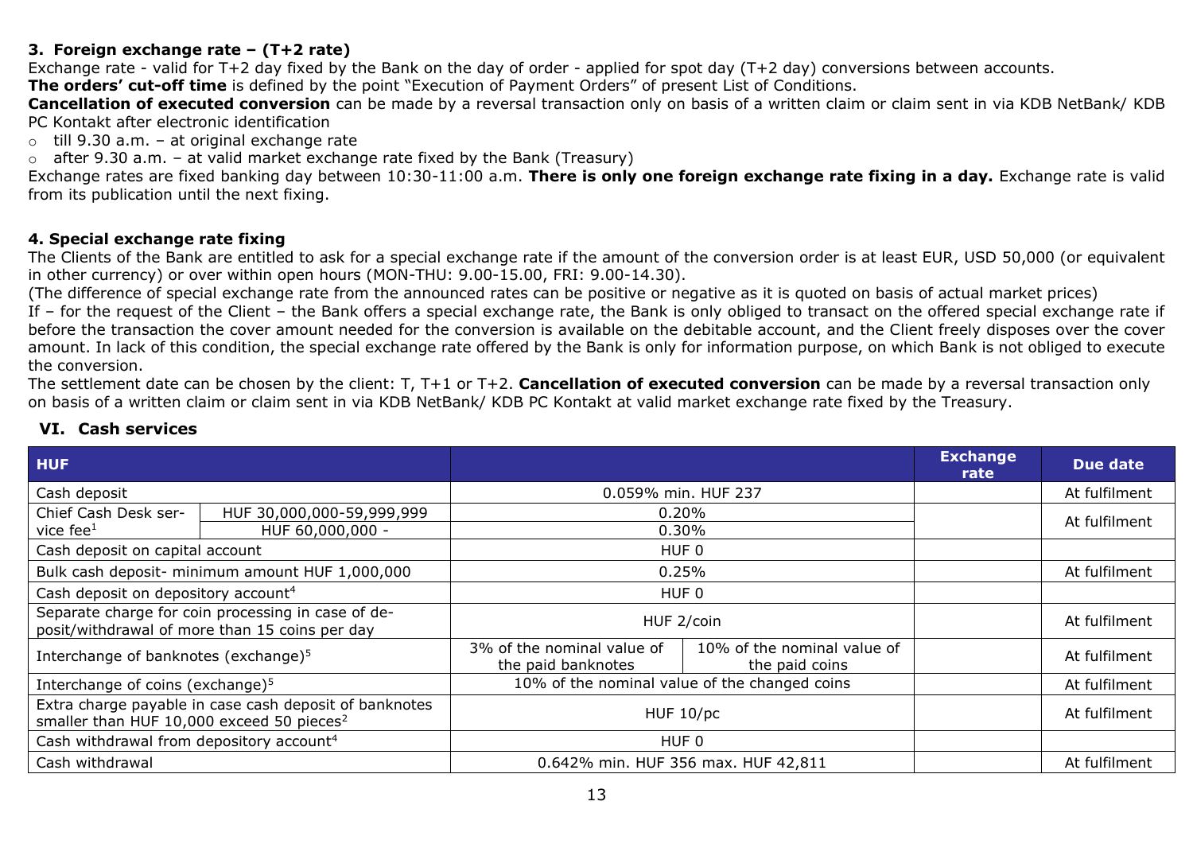### 3. Foreign exchange rate – (T+2 rate)

Exchange rate - valid for T+2 day fixed by the Bank on the day of order - applied for spot day (T+2 day) conversions between accounts.

**The orders' cut-off time** is defined by the point "Execution of Payment Orders" of present List of Conditions.

**Cancellation of executed conversion** can be made by a reversal transaction only on basis of a written claim or claim sent in via KDB NetBank/ KDB PC Kontakt after electronic identification

- till 9.30 a.m. – at original exchange rate
- after 9.30 a.m. – at valid market exchange rate fixed by the Bank (Treasury)

Exchange rates are fixed banking day between 10:30-11:00 a.m. **There is only one foreign exchange rate fixing in a day.** Exchange rate is valid from its publication until the next fixing.

### 4. Special exchange rate fixing

The Clients of the Bank are entitled to ask for a special exchange rate if the amount of the conversion order is at least EUR, USD 50,000 (or equivalent in other currency) or over within open hours (MON-THU: 9.00-15.00, FRI: 9.00-14.30).

(The difference of special exchange rate from the announced rates can be positive or negative as it is quoted on basis of actual market prices)

If – for the request of the Client – the Bank offers a special exchange rate, the Bank is only obliged to transact on the offered special exchange rate if before the transaction the cover amount needed for the conversion is available on the debitable account, and the Client freely disposes over the cover amount. In lack of this condition, the special exchange rate offered by the Bank is only for information purpose, on which Bank is not obliged to execute the conversion.

The settlement date can be chosen by the client: T, T+1 or T+2. **Cancellation of executed conversion** can be made by a reversal transaction only on basis of a written claim or claim sent in via KDB NetBank/ KDB PC Kontakt at valid market exchange rate fixed by the Treasury.

## VI. Cash services

| HUF | | | | Exchange rate | Due date |
|---|---|---|---|---|---|
| Cash deposit | | 0.059% min. HUF 237 | | | At fulfilment |
| Chief Cash Desk service fee[1] | HUF 30,000,000-59,999,999 | 0.20% | | | At fulfilment |
| | HUF 60,000,000 - | 0.30% | | | |
| Cash deposit on capital account | | HUF 0 | | | |
| Bulk cash deposit- minimum amount HUF 1,000,000 | | 0.25% | | | At fulfilment |
| Cash deposit on depository account[4] | | HUF 0 | | | |
| Separate charge for coin processing in case of deposit/withdrawal of more than 15 coins per day | | HUF 2/coin | | | At fulfilment |
| Interchange of banknotes (exchange)[5] | | 3% of the nominal value of the paid banknotes | 10% of the nominal value of the paid coins | | At fulfilment |
| Interchange of coins (exchange)[5] | | 10% of the nominal value of the changed coins | | | At fulfilment |
| Extra charge payable in case cash deposit of banknotes smaller than HUF 10,000 exceed 50 pieces[2] | | HUF 10/pc | | | At fulfilment |
| Cash withdrawal from depository account[4] | | HUF 0 | | | |
| Cash withdrawal | | 0.642% min. HUF 356 max. HUF 42,811 | | | At fulfilment |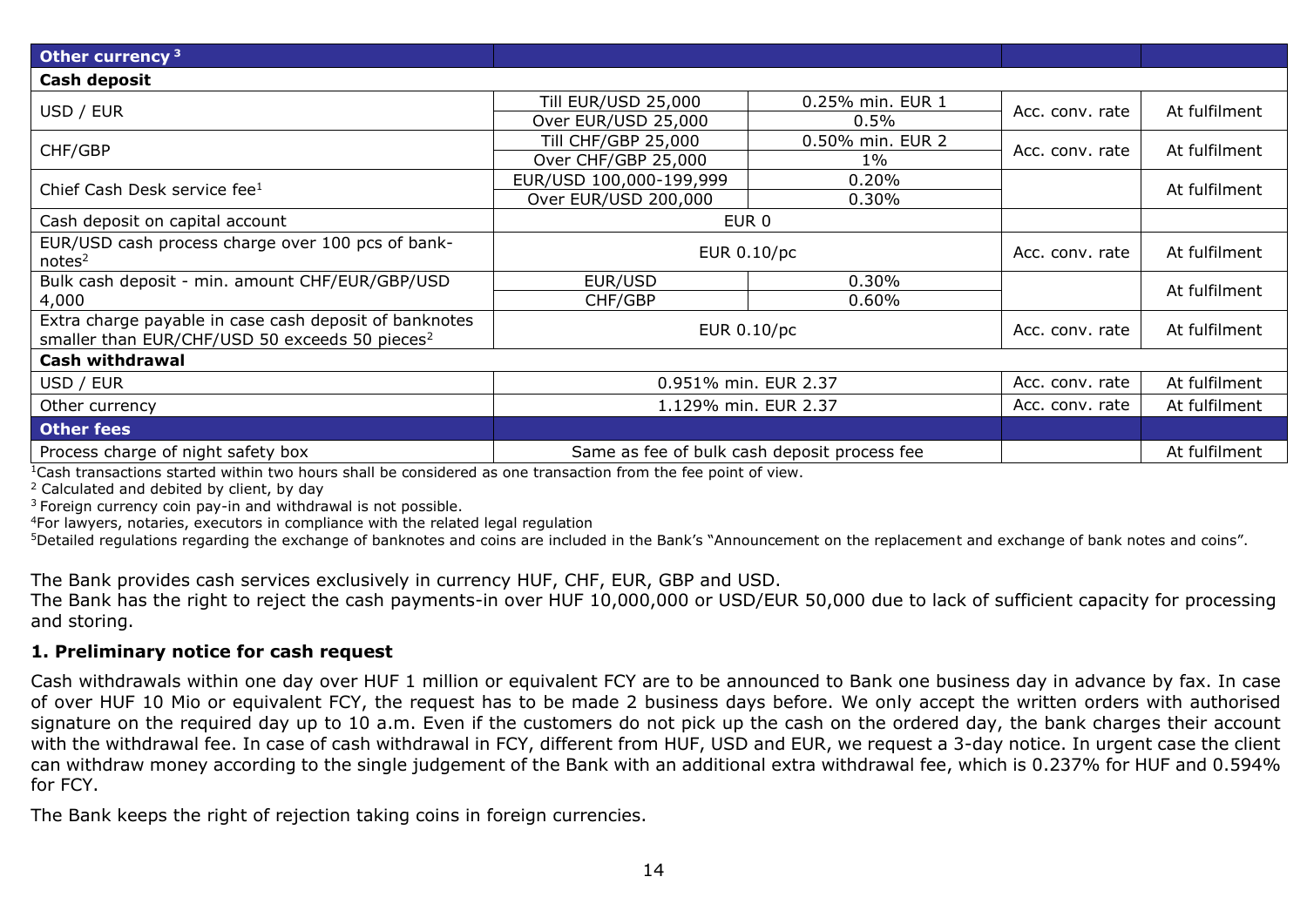| Other currency [3] | | | | |
|---|---|---|---|---|
| **Cash deposit** | | | | |
| USD / EUR | Till EUR/USD 25,000 | 0.25% min. EUR 1 | Acc. conv. rate | At fulfilment |
| | Over EUR/USD 25,000 | 0.5% | | |
| CHF/GBP | Till CHF/GBP 25,000 | 0.50% min. EUR 2 | Acc. conv. rate | At fulfilment |
| | Over CHF/GBP 25,000 | 1% | | |
| Chief Cash Desk service fee[1] | EUR/USD 100,000-199,999 | 0.20% | | At fulfilment |
| | Over EUR/USD 200,000 | 0.30% | | |
| Cash deposit on capital account | EUR 0 | | | |
| EUR/USD cash process charge over 100 pcs of banknotes[2] | EUR 0.10/pc | | Acc. conv. rate | At fulfilment |
| Bulk cash deposit - min. amount CHF/EUR/GBP/USD 4,000 | EUR/USD | 0.30% | | At fulfilment |
| | CHF/GBP | 0.60% | | |
| Extra charge payable in case cash deposit of banknotes smaller than EUR/CHF/USD 50 exceeds 50 pieces[2] | EUR 0.10/pc | | Acc. conv. rate | At fulfilment |
| **Cash withdrawal** | | | | |
| USD / EUR | 0.951% min. EUR 2.37 | | Acc. conv. rate | At fulfilment |
| Other currency | 1.129% min. EUR 2.37 | | Acc. conv. rate | At fulfilment |
| **Other fees** | | | | |
| Process charge of night safety box | Same as fee of bulk cash deposit process fee | | | At fulfilment |

[1]Cash transactions started within two hours shall be considered as one transaction from the fee point of view.
[2] Calculated and debited by client, by day
[3] Foreign currency coin pay-in and withdrawal is not possible.
[4]For lawyers, notaries, executors in compliance with the related legal regulation
[5]Detailed regulations regarding the exchange of banknotes and coins are included in the Bank's "Announcement on the replacement and exchange of bank notes and coins".

The Bank provides cash services exclusively in currency HUF, CHF, EUR, GBP and USD.
The Bank has the right to reject the cash payments-in over HUF 10,000,000 or USD/EUR 50,000 due to lack of sufficient capacity for processing and storing.

### 1. Preliminary notice for cash request

Cash withdrawals within one day over HUF 1 million or equivalent FCY are to be announced to Bank one business day in advance by fax. In case of over HUF 10 Mio or equivalent FCY, the request has to be made 2 business days before. We only accept the written orders with authorised signature on the required day up to 10 a.m. Even if the customers do not pick up the cash on the ordered day, the bank charges their account with the withdrawal fee. In case of cash withdrawal in FCY, different from HUF, USD and EUR, we request a 3-day notice. In urgent case the client can withdraw money according to the single judgement of the Bank with an additional extra withdrawal fee, which is 0.237% for HUF and 0.594% for FCY.

The Bank keeps the right of rejection taking coins in foreign currencies.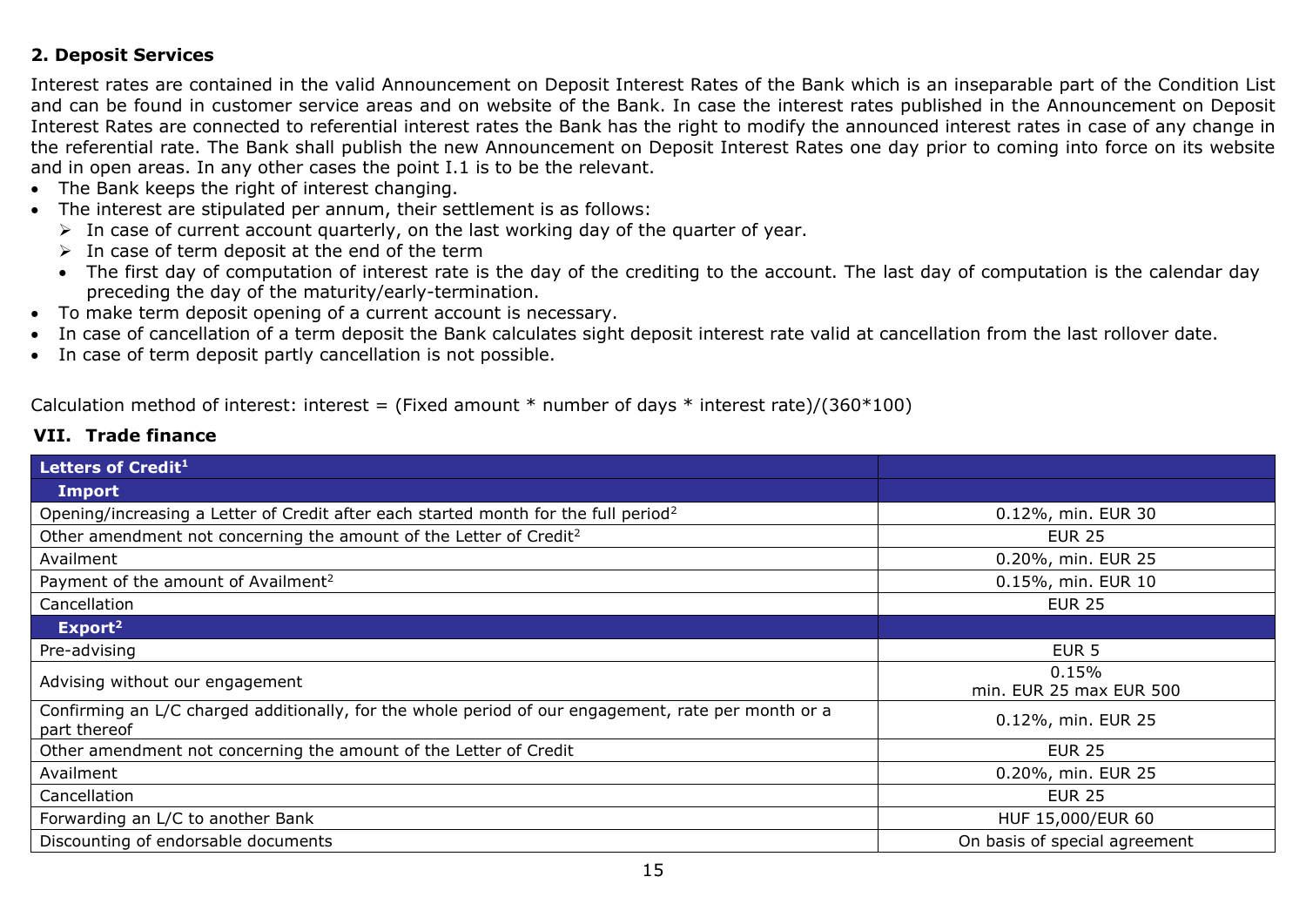### 2. Deposit Services

Interest rates are contained in the valid Announcement on Deposit Interest Rates of the Bank which is an inseparable part of the Condition List and can be found in customer service areas and on website of the Bank. In case the interest rates published in the Announcement on Deposit Interest Rates are connected to referential interest rates the Bank has the right to modify the announced interest rates in case of any change in the referential rate. The Bank shall publish the new Announcement on Deposit Interest Rates one day prior to coming into force on its website and in open areas. In any other cases the point I.1 is to be the relevant.

- The Bank keeps the right of interest changing.
- The interest are stipulated per annum, their settlement is as follows:
  - In case of current account quarterly, on the last working day of the quarter of year.
  - In case of term deposit at the end of the term
  - The first day of computation of interest rate is the day of the crediting to the account. The last day of computation is the calendar day preceding the day of the maturity/early-termination.
- To make term deposit opening of a current account is necessary.
- In case of cancellation of a term deposit the Bank calculates sight deposit interest rate valid at cancellation from the last rollover date.
- In case of term deposit partly cancellation is not possible.

Calculation method of interest: interest = (Fixed amount * number of days * interest rate)/(360*100)

## VII. Trade finance

| Letters of Credit[1] | |
|---|---|
| **Import** | |
| Opening/increasing a Letter of Credit after each started month for the full period[2] | 0.12%, min. EUR 30 |
| Other amendment not concerning the amount of the Letter of Credit[2] | EUR 25 |
| Availment | 0.20%, min. EUR 25 |
| Payment of the amount of Availment[2] | 0.15%, min. EUR 10 |
| Cancellation | EUR 25 |
| **Export[2]** | |
| Pre-advising | EUR 5 |
| Advising without our engagement | 0.15% min. EUR 25 max EUR 500 |
| Confirming an L/C charged additionally, for the whole period of our engagement, rate per month or a part thereof | 0.12%, min. EUR 25 |
| Other amendment not concerning the amount of the Letter of Credit | EUR 25 |
| Availment | 0.20%, min. EUR 25 |
| Cancellation | EUR 25 |
| Forwarding an L/C to another Bank | HUF 15,000/EUR 60 |
| Discounting of endorsable documents | On basis of special agreement |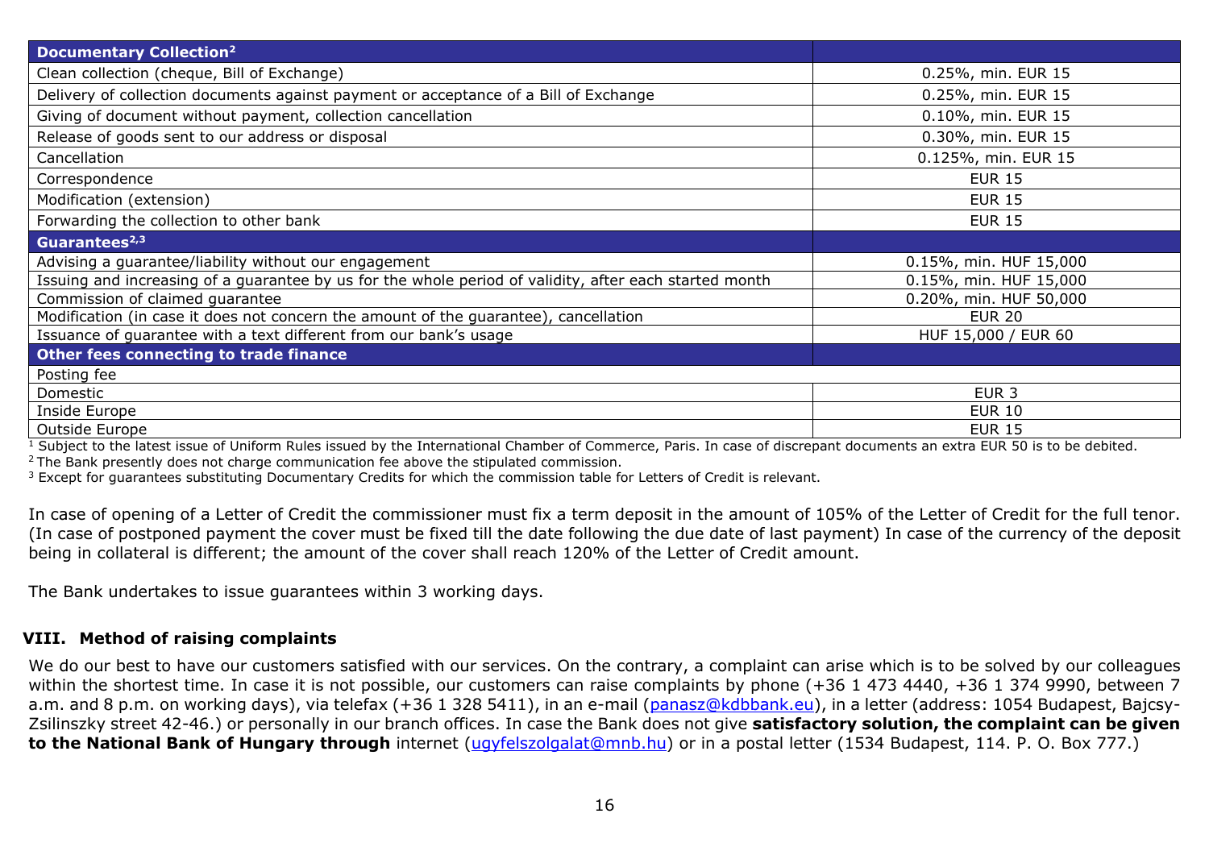| Documentary Collection[2] | |
|---|---|
| Clean collection (cheque, Bill of Exchange) | 0.25%, min. EUR 15 |
| Delivery of collection documents against payment or acceptance of a Bill of Exchange | 0.25%, min. EUR 15 |
| Giving of document without payment, collection cancellation | 0.10%, min. EUR 15 |
| Release of goods sent to our address or disposal | 0.30%, min. EUR 15 |
| Cancellation | 0.125%, min. EUR 15 |
| Correspondence | EUR 15 |
| Modification (extension) | EUR 15 |
| Forwarding the collection to other bank | EUR 15 |
| **Guarantees[2,3]** | |
| Advising a guarantee/liability without our engagement | 0.15%, min. HUF 15,000 |
| Issuing and increasing of a guarantee by us for the whole period of validity, after each started month | 0.15%, min. HUF 15,000 |
| Commission of claimed guarantee | 0.20%, min. HUF 50,000 |
| Modification (in case it does not concern the amount of the guarantee), cancellation | EUR 20 |
| Issuance of guarantee with a text different from our bank's usage | HUF 15,000 / EUR 60 |
| **Other fees connecting to trade finance** | |
| Posting fee | |
| Domestic | EUR 3 |
| Inside Europe | EUR 10 |
| Outside Europe | EUR 15 |

[1] Subject to the latest issue of Uniform Rules issued by the International Chamber of Commerce, Paris. In case of discrepant documents an extra EUR 50 is to be debited.
[2] The Bank presently does not charge communication fee above the stipulated commission.
[3] Except for guarantees substituting Documentary Credits for which the commission table for Letters of Credit is relevant.

In case of opening of a Letter of Credit the commissioner must fix a term deposit in the amount of 105% of the Letter of Credit for the full tenor. (In case of postponed payment the cover must be fixed till the date following the due date of last payment) In case of the currency of the deposit being in collateral is different; the amount of the cover shall reach 120% of the Letter of Credit amount.

The Bank undertakes to issue guarantees within 3 working days.

## VIII. Method of raising complaints

We do our best to have our customers satisfied with our services. On the contrary, a complaint can arise which is to be solved by our colleagues within the shortest time. In case it is not possible, our customers can raise complaints by phone (+36 1 473 4440, +36 1 374 9990, between 7 a.m. and 8 p.m. on working days), via telefax (+36 1 328 5411), in an e-mail (panasz@kdbbank.eu), in a letter (address: 1054 Budapest, Bajcsy-Zsilinszky street 42-46.) or personally in our branch offices. In case the Bank does not give **satisfactory solution, the complaint can be given to the National Bank of Hungary through** internet (ugyfelszolgalat@mnb.hu) or in a postal letter (1534 Budapest, 114. P. O. Box 777.)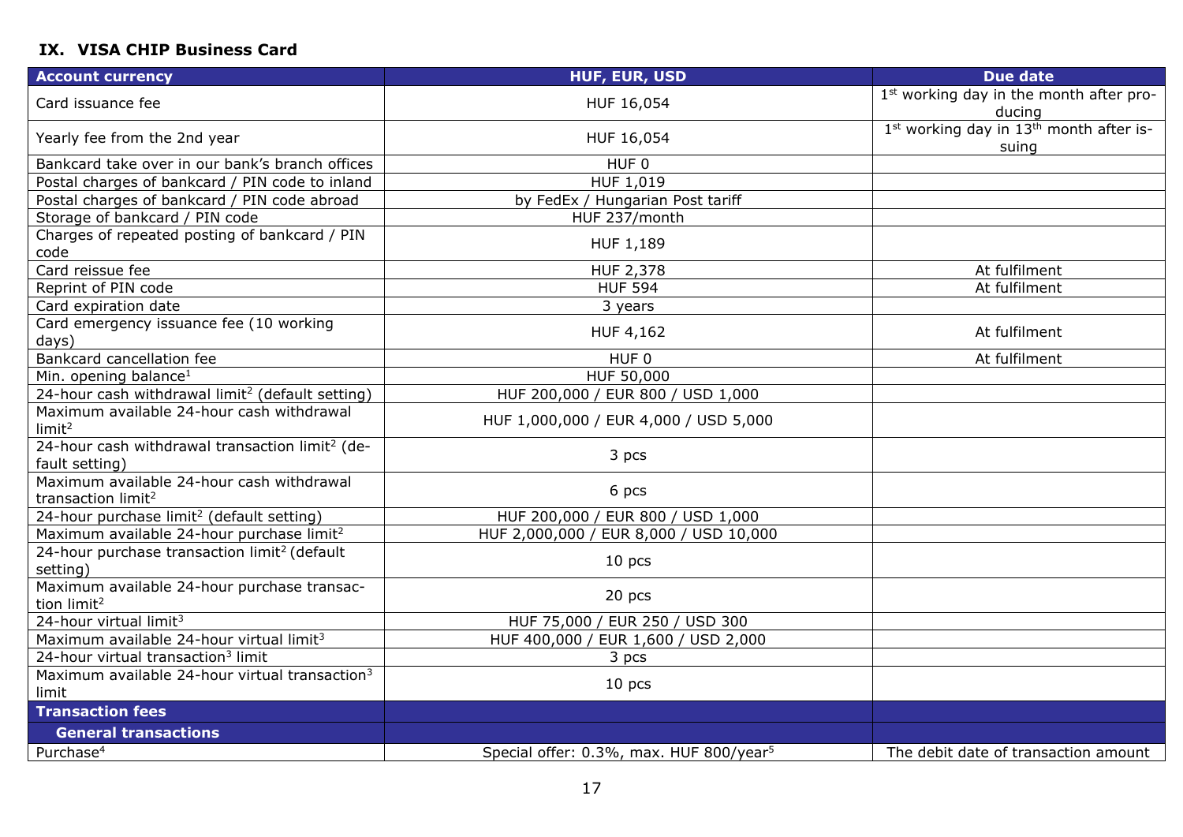## IX. VISA CHIP Business Card

| Account currency | HUF, EUR, USD | Due date |
| --- | --- | --- |
| Card issuance fee | HUF 16,054 | 1st working day in the month after producing |
| Yearly fee from the 2nd year | HUF 16,054 | 1st working day in 13th month after issuing |
| Bankcard take over in our bank's branch offices | HUF 0 | |
| Postal charges of bankcard / PIN code to inland | HUF 1,019 | |
| Postal charges of bankcard / PIN code abroad | by FedEx / Hungarian Post tariff | |
| Storage of bankcard / PIN code | HUF 237/month | |
| Charges of repeated posting of bankcard / PIN code | HUF 1,189 | |
| Card reissue fee | HUF 2,378 | At fulfilment |
| Reprint of PIN code | HUF 594 | At fulfilment |
| Card expiration date | 3 years | |
| Card emergency issuance fee (10 working days) | HUF 4,162 | At fulfilment |
| Bankcard cancellation fee | HUF 0 | At fulfilment |
| Min. opening balance[1] | HUF 50,000 | |
| 24-hour cash withdrawal limit[2] (default setting) | HUF 200,000 / EUR 800 / USD 1,000 | |
| Maximum available 24-hour cash withdrawal limit[2] | HUF 1,000,000 / EUR 4,000 / USD 5,000 | |
| 24-hour cash withdrawal transaction limit[2] (default setting) | 3 pcs | |
| Maximum available 24-hour cash withdrawal transaction limit[2] | 6 pcs | |
| 24-hour purchase limit[2] (default setting) | HUF 200,000 / EUR 800 / USD 1,000 | |
| Maximum available 24-hour purchase limit[2] | HUF 2,000,000 / EUR 8,000 / USD 10,000 | |
| 24-hour purchase transaction limit[2] (default setting) | 10 pcs | |
| Maximum available 24-hour purchase transaction limit[2] | 20 pcs | |
| 24-hour virtual limit[3] | HUF 75,000 / EUR 250 / USD 300 | |
| Maximum available 24-hour virtual limit[3] | HUF 400,000 / EUR 1,600 / USD 2,000 | |
| 24-hour virtual transaction[3] limit | 3 pcs | |
| Maximum available 24-hour virtual transaction[3] limit | 10 pcs | |
| **Transaction fees** | | |
| **General transactions** | | |
| Purchase[4] | Special offer: 0.3%, max. HUF 800/year[5] | The debit date of transaction amount |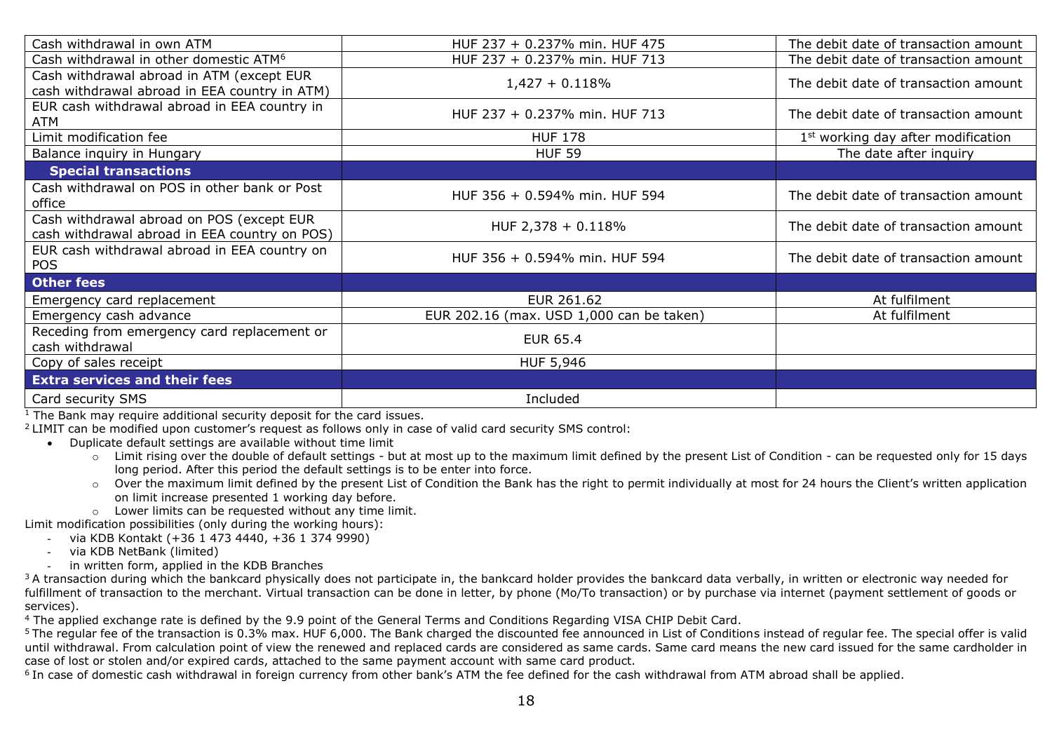| | | |
|---|---|---|
| Cash withdrawal in own ATM | HUF 237 + 0.237% min. HUF 475 | The debit date of transaction amount |
| Cash withdrawal in other domestic ATM[6] | HUF 237 + 0.237% min. HUF 713 | The debit date of transaction amount |
| Cash withdrawal abroad in ATM (except EUR cash withdrawal abroad in EEA country in ATM) | 1,427 + 0.118% | The debit date of transaction amount |
| EUR cash withdrawal abroad in EEA country in ATM | HUF 237 + 0.237% min. HUF 713 | The debit date of transaction amount |
| Limit modification fee | HUF 178 | 1st working day after modification |
| Balance inquiry in Hungary | HUF 59 | The date after inquiry |
| **Special transactions** | | |
| Cash withdrawal on POS in other bank or Post office | HUF 356 + 0.594% min. HUF 594 | The debit date of transaction amount |
| Cash withdrawal abroad on POS (except EUR cash withdrawal abroad in EEA country on POS) | HUF 2,378 + 0.118% | The debit date of transaction amount |
| EUR cash withdrawal abroad in EEA country on POS | HUF 356 + 0.594% min. HUF 594 | The debit date of transaction amount |
| **Other fees** | | |
| Emergency card replacement | EUR 261.62 | At fulfilment |
| Emergency cash advance | EUR 202.16 (max. USD 1,000 can be taken) | At fulfilment |
| Receding from emergency card replacement or cash withdrawal | EUR 65.4 | |
| Copy of sales receipt | HUF 5,946 | |
| **Extra services and their fees** | | |
| Card security SMS | Included | |

[1] The Bank may require additional security deposit for the card issues.

[2] LIMIT can be modified upon customer's request as follows only in case of valid card security SMS control:

- Duplicate default settings are available without time limit
    - Limit rising over the double of default settings - but at most up to the maximum limit defined by the present List of Condition - can be requested only for 15 days long period. After this period the default settings is to be enter into force.
    - Over the maximum limit defined by the present List of Condition the Bank has the right to permit individually at most for 24 hours the Client's written application on limit increase presented 1 working day before.
    - Lower limits can be requested without any time limit.

Limit modification possibilities (only during the working hours):

- via KDB Kontakt (+36 1 473 4440, +36 1 374 9990)
- via KDB NetBank (limited)
- in written form, applied in the KDB Branches

[3] A transaction during which the bankcard physically does not participate in, the bankcard holder provides the bankcard data verbally, in written or electronic way needed for fulfillment of transaction to the merchant. Virtual transaction can be done in letter, by phone (Mo/To transaction) or by purchase via internet (payment settlement of goods or services).

[4] The applied exchange rate is defined by the 9.9 point of the General Terms and Conditions Regarding VISA CHIP Debit Card.

[5] The regular fee of the transaction is 0.3% max. HUF 6,000. The Bank charged the discounted fee announced in List of Conditions instead of regular fee. The special offer is valid until withdrawal. From calculation point of view the renewed and replaced cards are considered as same cards. Same card means the new card issued for the same cardholder in case of lost or stolen and/or expired cards, attached to the same payment account with same card product.

[6] In case of domestic cash withdrawal in foreign currency from other bank's ATM the fee defined for the cash withdrawal from ATM abroad shall be applied.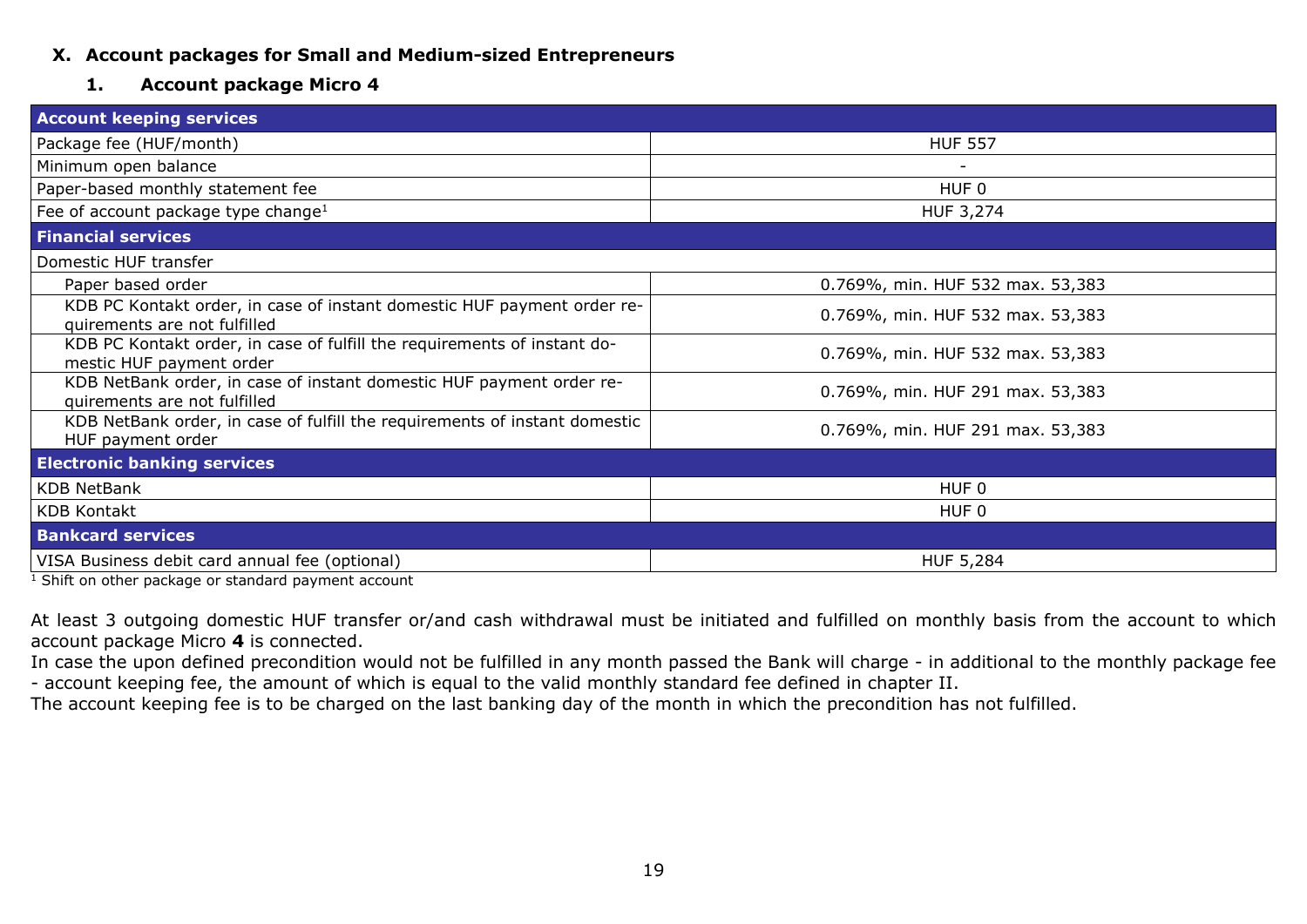## X. Account packages for Small and Medium-sized Entrepreneurs

### 1. Account package Micro 4

| Account keeping services | |
|---|---|
| Package fee (HUF/month) | HUF 557 |
| Minimum open balance | - |
| Paper-based monthly statement fee | HUF 0 |
| Fee of account package type change[1] | HUF 3,274 |
| **Financial services** | |
| Domestic HUF transfer | |
| Paper based order | 0.769%, min. HUF 532 max. 53,383 |
| KDB PC Kontakt order, in case of instant domestic HUF payment order requirements are not fulfilled | 0.769%, min. HUF 532 max. 53,383 |
| KDB PC Kontakt order, in case of fulfill the requirements of instant domestic HUF payment order | 0.769%, min. HUF 532 max. 53,383 |
| KDB NetBank order, in case of instant domestic HUF payment order requirements are not fulfilled | 0.769%, min. HUF 291 max. 53,383 |
| KDB NetBank order, in case of fulfill the requirements of instant domestic HUF payment order | 0.769%, min. HUF 291 max. 53,383 |
| **Electronic banking services** | |
| KDB NetBank | HUF 0 |
| KDB Kontakt | HUF 0 |
| **Bankcard services** | |
| VISA Business debit card annual fee (optional) | HUF 5,284 |

[1] Shift on other package or standard payment account

At least 3 outgoing domestic HUF transfer or/and cash withdrawal must be initiated and fulfilled on monthly basis from the account to which account package Micro **4** is connected.
In case the upon defined precondition would not be fulfilled in any month passed the Bank will charge - in additional to the monthly package fee - account keeping fee, the amount of which is equal to the valid monthly standard fee defined in chapter II.
The account keeping fee is to be charged on the last banking day of the month in which the precondition has not fulfilled.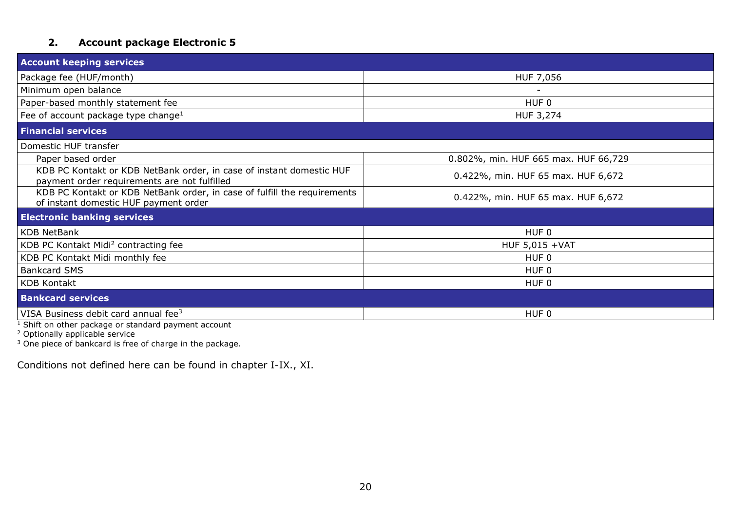## 2. Account package Electronic 5

| Account keeping services | |
|---|---|
| Package fee (HUF/month) | HUF 7,056 |
| Minimum open balance | - |
| Paper-based monthly statement fee | HUF 0 |
| Fee of account package type change[1] | HUF 3,274 |
| **Financial services** | |
| Domestic HUF transfer | |
| Paper based order | 0.802%, min. HUF 665 max. HUF 66,729 |
| KDB PC Kontakt or KDB NetBank order, in case of instant domestic HUF payment order requirements are not fulfilled | 0.422%, min. HUF 65 max. HUF 6,672 |
| KDB PC Kontakt or KDB NetBank order, in case of fulfill the requirements of instant domestic HUF payment order | 0.422%, min. HUF 65 max. HUF 6,672 |
| **Electronic banking services** | |
| KDB NetBank | HUF 0 |
| KDB PC Kontakt Midi[2] contracting fee | HUF 5,015 +VAT |
| KDB PC Kontakt Midi monthly fee | HUF 0 |
| Bankcard SMS | HUF 0 |
| KDB Kontakt | HUF 0 |
| **Bankcard services** | |
| VISA Business debit card annual fee[3] | HUF 0 |

[1] Shift on other package or standard payment account

[2] Optionally applicable service

[3] One piece of bankcard is free of charge in the package.

Conditions not defined here can be found in chapter I-IX., XI.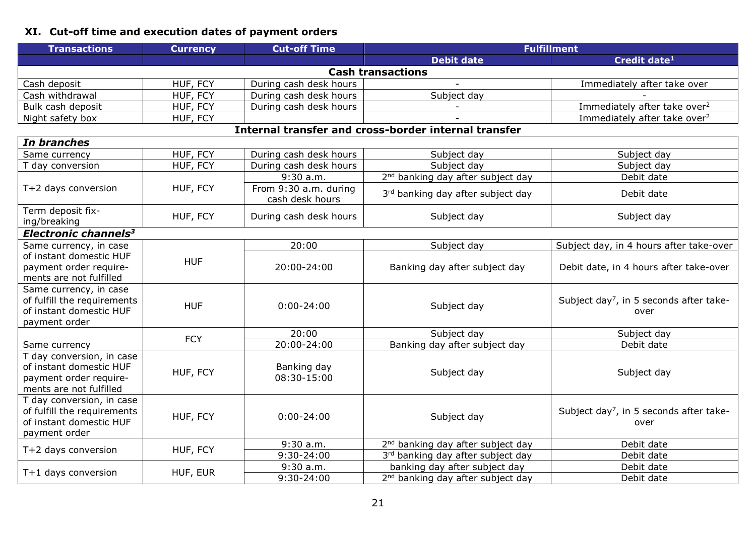## XI. Cut-off time and execution dates of payment orders

| Transactions | Currency | Cut-off Time | Fulfillment | |
|---|---|---|---|---|
| | | | Debit date | Credit date[1] |
| **Cash transactions** | | | | |
| Cash deposit | HUF, FCY | During cash desk hours | - | Immediately after take over |
| Cash withdrawal | HUF, FCY | During cash desk hours | Subject day | - |
| Bulk cash deposit | HUF, FCY | During cash desk hours | - | Immediately after take over[2] |
| Night safety box | HUF, FCY | | - | Immediately after take over[2] |
| **Internal transfer and cross-border internal transfer** | | | | |
| ***In branches*** | | | | |
| Same currency | HUF, FCY | During cash desk hours | Subject day | Subject day |
| T day conversion | HUF, FCY | During cash desk hours | Subject day | Subject day |
| T+2 days conversion | HUF, FCY | 9:30 a.m. | 2nd banking day after subject day | Debit date |
| | | From 9:30 a.m. during cash desk hours | 3rd banking day after subject day | Debit date |
| Term deposit fixing/breaking | HUF, FCY | During cash desk hours | Subject day | Subject day |
| ***Electronic channels[3]*** | | | | |
| Same currency, in case of instant domestic HUF payment order requirements are not fulfilled | HUF | 20:00 | Subject day | Subject day, in 4 hours after take-over |
| | | 20:00-24:00 | Banking day after subject day | Debit date, in 4 hours after take-over |
| Same currency, in case of fulfill the requirements of instant domestic HUF payment order | HUF | 0:00-24:00 | Subject day | Subject day[7], in 5 seconds after take-over |
| Same currency | FCY | 20:00 | Subject day | Subject day |
| | | 20:00-24:00 | Banking day after subject day | Debit date |
| T day conversion, in case of instant domestic HUF payment order requirements are not fulfilled | HUF, FCY | Banking day 08:30-15:00 | Subject day | Subject day |
| T day conversion, in case of fulfill the requirements of instant domestic HUF payment order | HUF, FCY | 0:00-24:00 | Subject day | Subject day[7], in 5 seconds after take-over |
| T+2 days conversion | HUF, FCY | 9:30 a.m. | 2nd banking day after subject day | Debit date |
| | | 9:30-24:00 | 3rd banking day after subject day | Debit date |
| T+1 days conversion | HUF, EUR | 9:30 a.m. | banking day after subject day | Debit date |
| | | 9:30-24:00 | 2nd banking day after subject day | Debit date |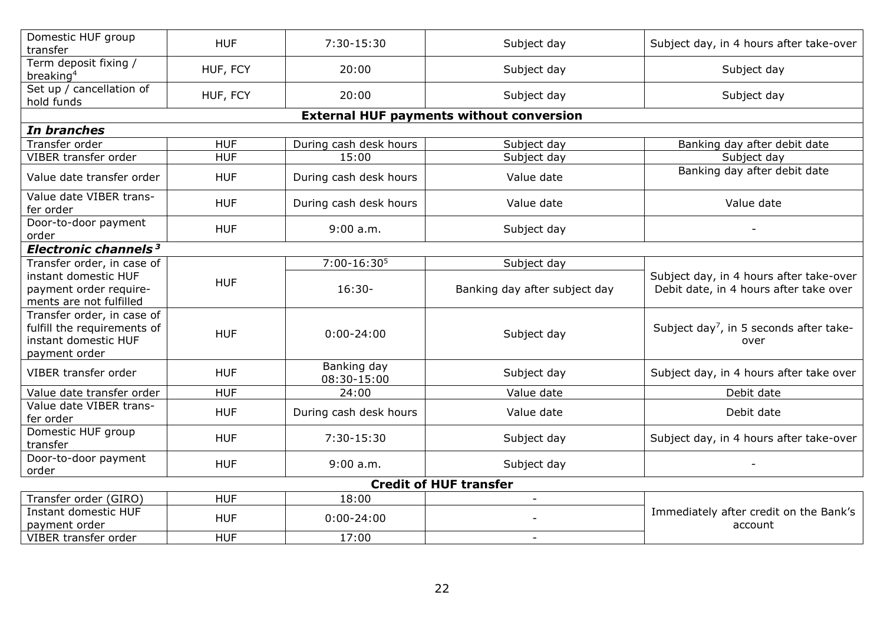| | | | | |
|---|---|---|---|---|
| Domestic HUF group transfer | HUF | 7:30-15:30 | Subject day | Subject day, in 4 hours after take-over |
| Term deposit fixing / breaking[4] | HUF, FCY | 20:00 | Subject day | Subject day |
| Set up / cancellation of hold funds | HUF, FCY | 20:00 | Subject day | Subject day |
| **External HUF payments without conversion** | | | | |
| ***In branches*** | | | | |
| Transfer order | HUF | During cash desk hours | Subject day | Banking day after debit date |
| VIBER transfer order | HUF | 15:00 | Subject day | Subject day |
| Value date transfer order | HUF | During cash desk hours | Value date | Banking day after debit date |
| Value date VIBER transfer order | HUF | During cash desk hours | Value date | Value date |
| Door-to-door payment order | HUF | 9:00 a.m. | Subject day | - |
| ***Electronic channels[3]*** | | | | |
| Transfer order, in case of instant domestic HUF payment order requirements are not fulfilled | HUF | 7:00-16:30[5] | Subject day | Subject day, in 4 hours after take-over |
| | | 16:30- | Banking day after subject day | Debit date, in 4 hours after take over |
| Transfer order, in case of fulfill the requirements of instant domestic HUF payment order | HUF | 0:00-24:00 | Subject day | Subject day[7], in 5 seconds after take-over |
| VIBER transfer order | HUF | Banking day 08:30-15:00 | Subject day | Subject day, in 4 hours after take over |
| Value date transfer order | HUF | 24:00 | Value date | Debit date |
| Value date VIBER transfer order | HUF | During cash desk hours | Value date | Debit date |
| Domestic HUF group transfer | HUF | 7:30-15:30 | Subject day | Subject day, in 4 hours after take-over |
| Door-to-door payment order | HUF | 9:00 a.m. | Subject day | - |
| **Credit of HUF transfer** | | | | |
| Transfer order (GIRO) | HUF | 18:00 | - | Immediately after credit on the Bank's account |
| Instant domestic HUF payment order | HUF | 0:00-24:00 | - | |
| VIBER transfer order | HUF | 17:00 | - | |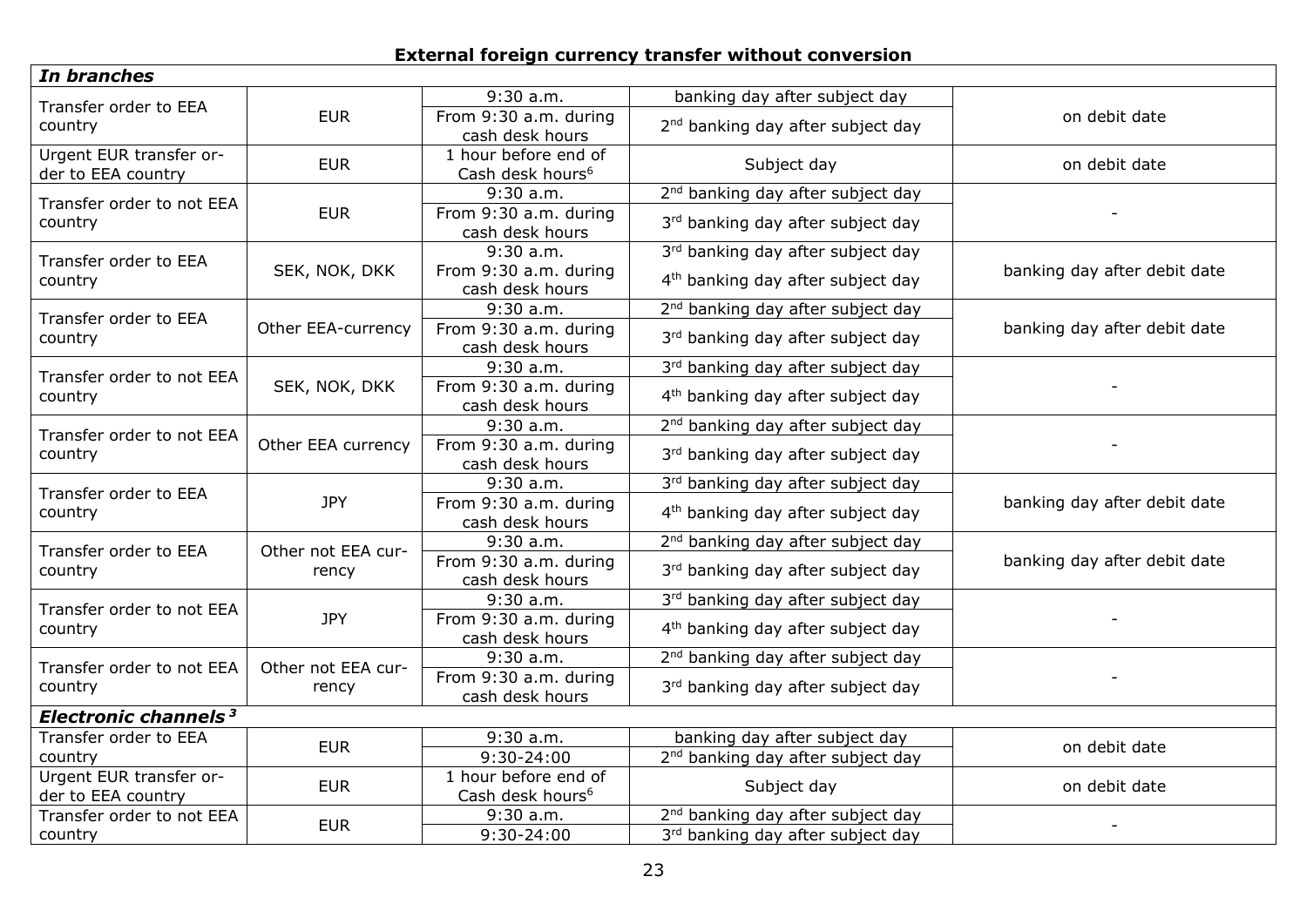**External foreign currency transfer without conversion**

| | | | | |
|---|---|---|---|---|
| ***In branches*** | | | | |
| Transfer order to EEA country | EUR | 9:30 a.m. | banking day after subject day | on debit date |
| | | From 9:30 a.m. during cash desk hours | 2nd banking day after subject day | |
| Urgent EUR transfer order to EEA country | EUR | 1 hour before end of Cash desk hours[6] | Subject day | on debit date |
| Transfer order to not EEA country | EUR | 9:30 a.m. | 2nd banking day after subject day | - |
| | | From 9:30 a.m. during cash desk hours | 3rd banking day after subject day | |
| Transfer order to EEA country | SEK, NOK, DKK | 9:30 a.m. | 3rd banking day after subject day | banking day after debit date |
| | | From 9:30 a.m. during cash desk hours | 4th banking day after subject day | |
| Transfer order to EEA country | Other EEA-currency | 9:30 a.m. | 2nd banking day after subject day | banking day after debit date |
| | | From 9:30 a.m. during cash desk hours | 3rd banking day after subject day | |
| Transfer order to not EEA country | SEK, NOK, DKK | 9:30 a.m. | 3rd banking day after subject day | - |
| | | From 9:30 a.m. during cash desk hours | 4th banking day after subject day | |
| Transfer order to not EEA country | Other EEA currency | 9:30 a.m. | 2nd banking day after subject day | - |
| | | From 9:30 a.m. during cash desk hours | 3rd banking day after subject day | |
| Transfer order to EEA country | JPY | 9:30 a.m. | 3rd banking day after subject day | banking day after debit date |
| | | From 9:30 a.m. during cash desk hours | 4th banking day after subject day | |
| Transfer order to EEA country | Other not EEA currency | 9:30 a.m. | 2nd banking day after subject day | banking day after debit date |
| | | From 9:30 a.m. during cash desk hours | 3rd banking day after subject day | |
| Transfer order to not EEA country | JPY | 9:30 a.m. | 3rd banking day after subject day | - |
| | | From 9:30 a.m. during cash desk hours | 4th banking day after subject day | |
| Transfer order to not EEA country | Other not EEA currency | 9:30 a.m. | 2nd banking day after subject day | - |
| | | From 9:30 a.m. during cash desk hours | 3rd banking day after subject day | |
| ***Electronic channels*** [3] | | | | |
| Transfer order to EEA country | EUR | 9:30 a.m. | banking day after subject day | on debit date |
| | | 9:30-24:00 | 2nd banking day after subject day | |
| Urgent EUR transfer order to EEA country | EUR | 1 hour before end of Cash desk hours[6] | Subject day | on debit date |
| Transfer order to not EEA country | EUR | 9:30 a.m. | 2nd banking day after subject day | - |
| | | 9:30-24:00 | 3rd banking day after subject day | |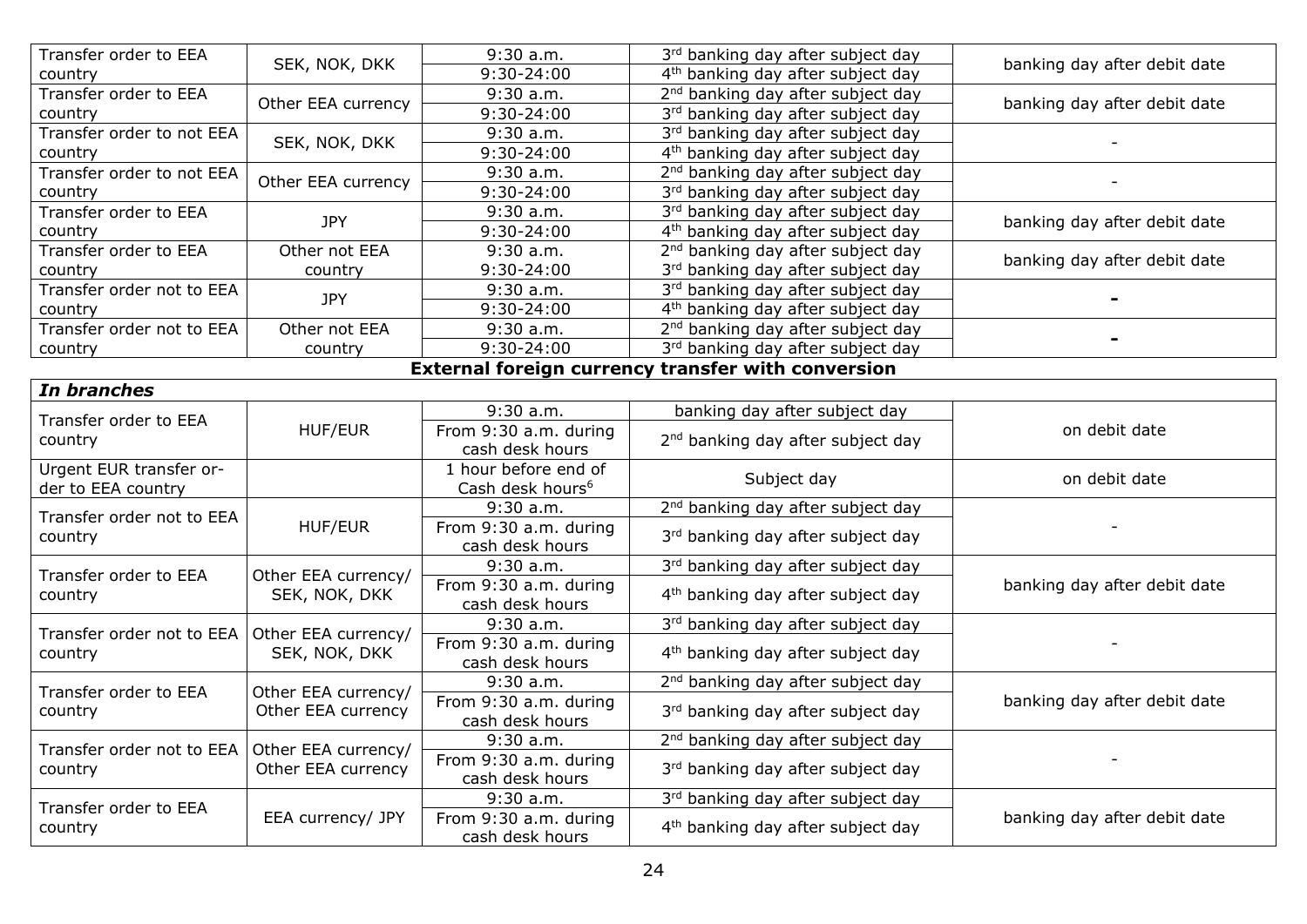| | | | | |
|---|---|---|---|---|
| Transfer order to EEA country | SEK, NOK, DKK | 9:30 a.m. | 3rd banking day after subject day | banking day after debit date |
| | | 9:30-24:00 | 4th banking day after subject day | |
| Transfer order to EEA country | Other EEA currency | 9:30 a.m. | 2nd banking day after subject day | banking day after debit date |
| | | 9:30-24:00 | 3rd banking day after subject day | |
| Transfer order to not EEA country | SEK, NOK, DKK | 9:30 a.m. | 3rd banking day after subject day | - |
| | | 9:30-24:00 | 4th banking day after subject day | |
| Transfer order to not EEA country | Other EEA currency | 9:30 a.m. | 2nd banking day after subject day | - |
| | | 9:30-24:00 | 3rd banking day after subject day | |
| Transfer order to EEA country | JPY | 9:30 a.m. | 3rd banking day after subject day | banking day after debit date |
| | | 9:30-24:00 | 4th banking day after subject day | |
| Transfer order to EEA country | Other not EEA country | 9:30 a.m. | 2nd banking day after subject day | banking day after debit date |
| | | 9:30-24:00 | 3rd banking day after subject day | |
| Transfer order not to EEA country | JPY | 9:30 a.m. | 3rd banking day after subject day | **-** |
| | | 9:30-24:00 | 4th banking day after subject day | |
| Transfer order not to EEA country | Other not EEA country | 9:30 a.m. | 2nd banking day after subject day | **-** |
| | | 9:30-24:00 | 3rd banking day after subject day | |

**External foreign currency transfer with conversion**

| ***In branches*** | | | | |
|---|---|---|---|---|
| Transfer order to EEA country | HUF/EUR | 9:30 a.m. | banking day after subject day | on debit date |
| | | From 9:30 a.m. during cash desk hours | 2nd banking day after subject day | |
| Urgent EUR transfer order to EEA country | | 1 hour before end of Cash desk hours[6] | Subject day | on debit date |
| Transfer order not to EEA country | HUF/EUR | 9:30 a.m. | 2nd banking day after subject day | - |
| | | From 9:30 a.m. during cash desk hours | 3rd banking day after subject day | |
| Transfer order to EEA country | Other EEA currency/ SEK, NOK, DKK | 9:30 a.m. | 3rd banking day after subject day | banking day after debit date |
| | | From 9:30 a.m. during cash desk hours | 4th banking day after subject day | |
| Transfer order not to EEA country | Other EEA currency/ SEK, NOK, DKK | 9:30 a.m. | 3rd banking day after subject day | - |
| | | From 9:30 a.m. during cash desk hours | 4th banking day after subject day | |
| Transfer order to EEA country | Other EEA currency/ Other EEA currency | 9:30 a.m. | 2nd banking day after subject day | banking day after debit date |
| | | From 9:30 a.m. during cash desk hours | 3rd banking day after subject day | |
| Transfer order not to EEA country | Other EEA currency/ Other EEA currency | 9:30 a.m. | 2nd banking day after subject day | - |
| | | From 9:30 a.m. during cash desk hours | 3rd banking day after subject day | |
| Transfer order to EEA country | EEA currency/ JPY | 9:30 a.m. | 3rd banking day after subject day | banking day after debit date |
| | | From 9:30 a.m. during cash desk hours | 4th banking day after subject day | |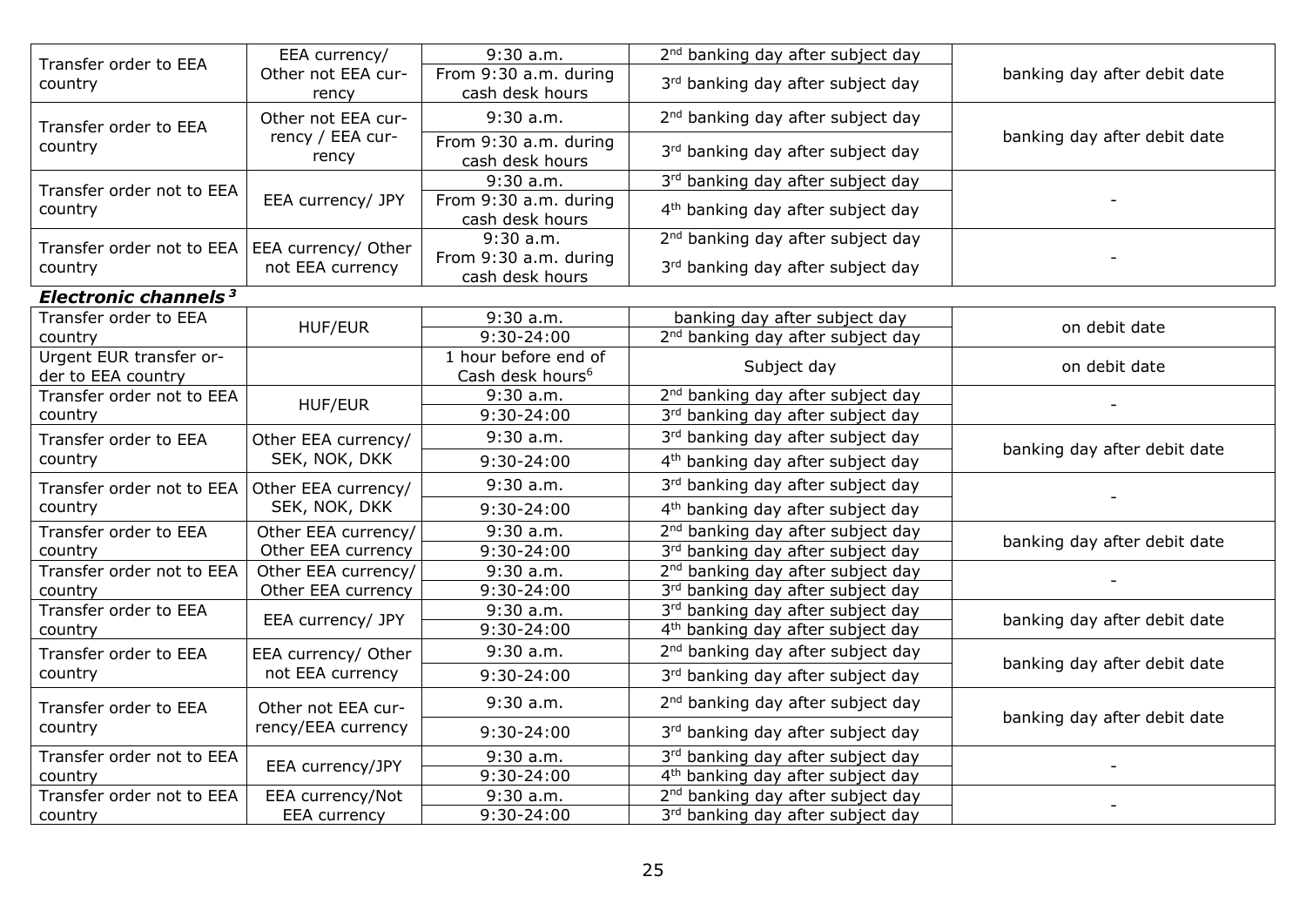| | | | | |
|---|---|---|---|---|
| Transfer order to EEA country | EEA currency/ Other not EEA currency | 9:30 a.m. | 2nd banking day after subject day | banking day after debit date |
| | | From 9:30 a.m. during cash desk hours | 3rd banking day after subject day | |
| Transfer order to EEA country | Other not EEA currency / EEA currency | 9:30 a.m. | 2nd banking day after subject day | banking day after debit date |
| | | From 9:30 a.m. during cash desk hours | 3rd banking day after subject day | |
| Transfer order not to EEA country | EEA currency/ JPY | 9:30 a.m. | 3rd banking day after subject day | - |
| | | From 9:30 a.m. during cash desk hours | 4th banking day after subject day | |
| Transfer order not to EEA country | EEA currency/ Other not EEA currency | 9:30 a.m. | 2nd banking day after subject day | - |
| | | From 9:30 a.m. during cash desk hours | 3rd banking day after subject day | |
| ***Electronic channels*** [3] | | | | |
| Transfer order to EEA country | HUF/EUR | 9:30 a.m. | banking day after subject day | on debit date |
| | | 9:30-24:00 | 2nd banking day after subject day | |
| Urgent EUR transfer order to EEA country | | 1 hour before end of Cash desk hours[6] | Subject day | on debit date |
| Transfer order not to EEA country | HUF/EUR | 9:30 a.m. | 2nd banking day after subject day | - |
| | | 9:30-24:00 | 3rd banking day after subject day | |
| Transfer order to EEA country | Other EEA currency/ SEK, NOK, DKK | 9:30 a.m. | 3rd banking day after subject day | banking day after debit date |
| | | 9:30-24:00 | 4th banking day after subject day | |
| Transfer order not to EEA country | Other EEA currency/ SEK, NOK, DKK | 9:30 a.m. | 3rd banking day after subject day | - |
| | | 9:30-24:00 | 4th banking day after subject day | |
| Transfer order to EEA country | Other EEA currency/ Other EEA currency | 9:30 a.m. | 2nd banking day after subject day | banking day after debit date |
| | | 9:30-24:00 | 3rd banking day after subject day | |
| Transfer order not to EEA country | Other EEA currency/ Other EEA currency | 9:30 a.m. | 2nd banking day after subject day | - |
| | | 9:30-24:00 | 3rd banking day after subject day | |
| Transfer order to EEA country | EEA currency/ JPY | 9:30 a.m. | 3rd banking day after subject day | banking day after debit date |
| | | 9:30-24:00 | 4th banking day after subject day | |
| Transfer order to EEA country | EEA currency/ Other not EEA currency | 9:30 a.m. | 2nd banking day after subject day | banking day after debit date |
| | | 9:30-24:00 | 3rd banking day after subject day | |
| Transfer order to EEA country | Other not EEA currency/EEA currency | 9:30 a.m. | 2nd banking day after subject day | banking day after debit date |
| | | 9:30-24:00 | 3rd banking day after subject day | |
| Transfer order not to EEA country | EEA currency/JPY | 9:30 a.m. | 3rd banking day after subject day | - |
| | | 9:30-24:00 | 4th banking day after subject day | |
| Transfer order not to EEA country | EEA currency/Not EEA currency | 9:30 a.m. | 2nd banking day after subject day | - |
| | | 9:30-24:00 | 3rd banking day after subject day | |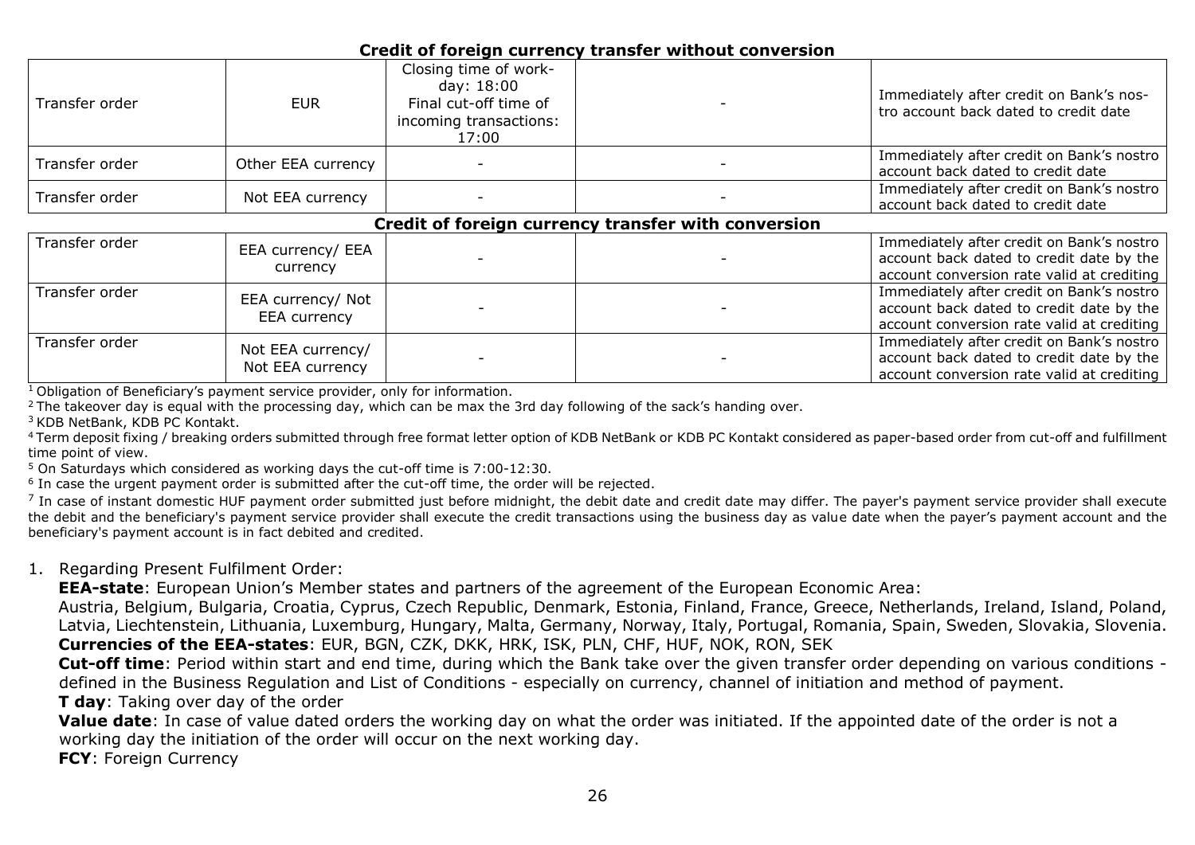| | | | | |
|---|---|---|---|---|
| **Credit of foreign currency transfer without conversion** | | | | |
| Transfer order | EUR | Closing time of work-day: 18:00<br>Final cut-off time of incoming transactions: 17:00 | - | Immediately after credit on Bank's nostro account back dated to credit date |
| Transfer order | Other EEA currency | - | - | Immediately after credit on Bank's nostro account back dated to credit date |
| Transfer order | Not EEA currency | - | - | Immediately after credit on Bank's nostro account back dated to credit date |
| **Credit of foreign currency transfer with conversion** | | | | |
| Transfer order | EEA currency/ EEA currency | - | - | Immediately after credit on Bank's nostro account back dated to credit date by the account conversion rate valid at crediting |
| Transfer order | EEA currency/ Not EEA currency | - | - | Immediately after credit on Bank's nostro account back dated to credit date by the account conversion rate valid at crediting |
| Transfer order | Not EEA currency/ Not EEA currency | - | - | Immediately after credit on Bank's nostro account back dated to credit date by the account conversion rate valid at crediting |

[1] Obligation of Beneficiary's payment service provider, only for information.

[2] The takeover day is equal with the processing day, which can be max the 3rd day following of the sack's handing over.

[3] KDB NetBank, KDB PC Kontakt.

[4] Term deposit fixing / breaking orders submitted through free format letter option of KDB NetBank or KDB PC Kontakt considered as paper-based order from cut-off and fulfillment time point of view.

[5] On Saturdays which considered as working days the cut-off time is 7:00-12:30.

[6] In case the urgent payment order is submitted after the cut-off time, the order will be rejected.

[7] In case of instant domestic HUF payment order submitted just before midnight, the debit date and credit date may differ. The payer's payment service provider shall execute the debit and the beneficiary's payment service provider shall execute the credit transactions using the business day as value date when the payer's payment account and the beneficiary's payment account is in fact debited and credited.

1. Regarding Present Fulfilment Order:

   **EEA-state**: European Union's Member states and partners of the agreement of the European Economic Area:
   Austria, Belgium, Bulgaria, Croatia, Cyprus, Czech Republic, Denmark, Estonia, Finland, France, Greece, Netherlands, Ireland, Island, Poland, Latvia, Liechtenstein, Lithuania, Luxemburg, Hungary, Malta, Germany, Norway, Italy, Portugal, Romania, Spain, Sweden, Slovakia, Slovenia.

   **Currencies of the EEA-states**: EUR, BGN, CZK, DKK, HRK, ISK, PLN, CHF, HUF, NOK, RON, SEK

   **Cut-off time**: Period within start and end time, during which the Bank take over the given transfer order depending on various conditions - defined in the Business Regulation and List of Conditions - especially on currency, channel of initiation and method of payment.

   **T day**: Taking over day of the order

   **Value date**: In case of value dated orders the working day on what the order was initiated. If the appointed date of the order is not a working day the initiation of the order will occur on the next working day.

   **FCY**: Foreign Currency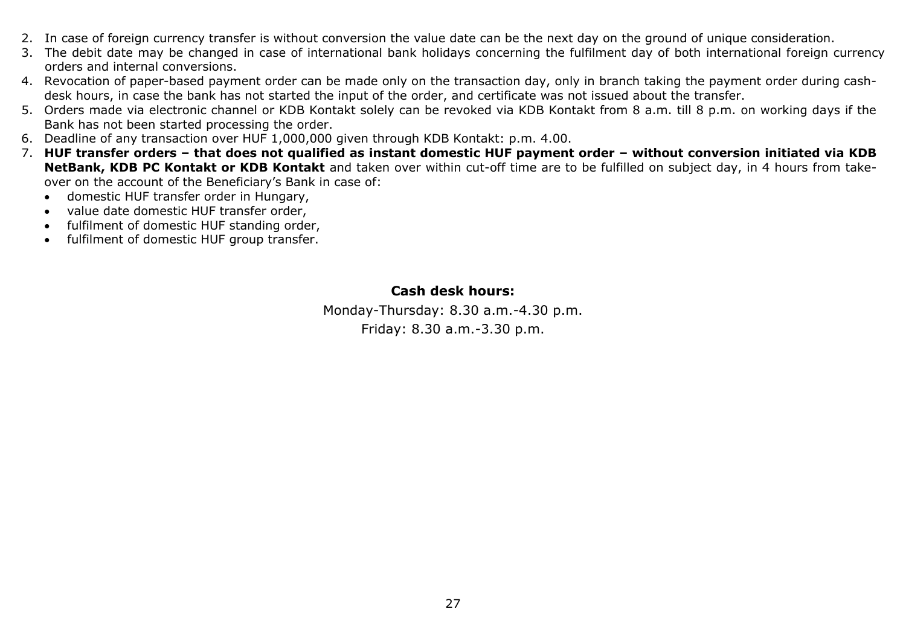2. In case of foreign currency transfer is without conversion the value date can be the next day on the ground of unique consideration.
3. The debit date may be changed in case of international bank holidays concerning the fulfilment day of both international foreign currency orders and internal conversions.
4. Revocation of paper-based payment order can be made only on the transaction day, only in branch taking the payment order during cash-desk hours, in case the bank has not started the input of the order, and certificate was not issued about the transfer.
5. Orders made via electronic channel or KDB Kontakt solely can be revoked via KDB Kontakt from 8 a.m. till 8 p.m. on working days if the Bank has not been started processing the order.
6. Deadline of any transaction over HUF 1,000,000 given through KDB Kontakt: p.m. 4.00.
7. **HUF transfer orders – that does not qualified as instant domestic HUF payment order – without conversion initiated via KDB NetBank, KDB PC Kontakt or KDB Kontakt** and taken over within cut-off time are to be fulfilled on subject day, in 4 hours from take-over on the account of the Beneficiary's Bank in case of:
   - domestic HUF transfer order in Hungary,
   - value date domestic HUF transfer order,
   - fulfilment of domestic HUF standing order,
   - fulfilment of domestic HUF group transfer.

**Cash desk hours:**

Monday-Thursday: 8.30 a.m.-4.30 p.m.

Friday: 8.30 a.m.-3.30 p.m.